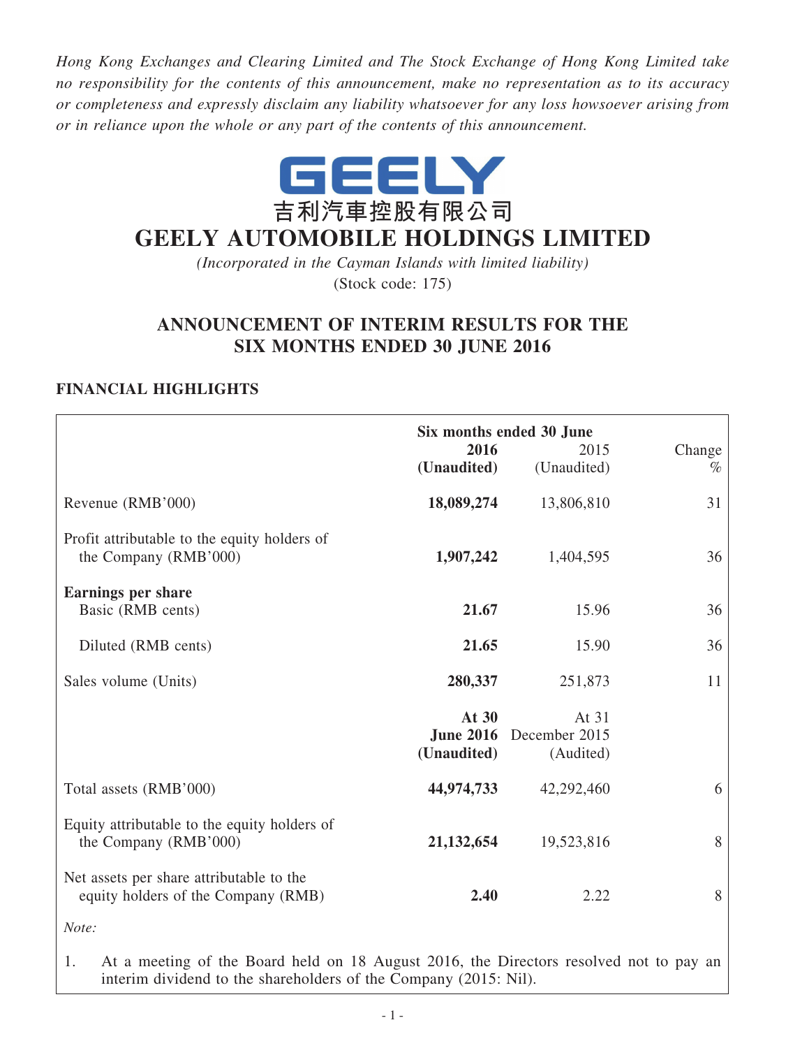*Hong Kong Exchanges and Clearing Limited and The Stock Exchange of Hong Kong Limited take no responsibility for the contents of this announcement, make no representation as to its accuracy or completeness and expressly disclaim any liability whatsoever for any loss howsoever arising from or in reliance upon the whole or any part of the contents of this announcement.*

GEELY

吉利汽車控股有限公司

# GEELY AUTOMOBILE HOLDINGS LIMITED

*(Incorporated in the Cayman Islands with limited liability)*

(Stock code: 175)

## ANNOUNCEMENT OF INTERIM RESULTS FOR THE SIX MONTHS ENDED 30 JUNE 2016

### FINANCIAL HIGHLIGHTS

| | Six months ended 30 June | | |
|---|---|---|---|
| | **2016 (Unaudited)** | 2015 (Unaudited) | Change % |
| Revenue (RMB'000) | **18,089,274** | 13,806,810 | 31 |
| Profit attributable to the equity holders of the Company (RMB'000) | **1,907,242** | 1,404,595 | 36 |
| **Earnings per share** | | | |
| Basic (RMB cents) | **21.67** | 15.96 | 36 |
| Diluted (RMB cents) | **21.65** | 15.90 | 36 |
| Sales volume (Units) | **280,337** | 251,873 | 11 |
| | **At 30 June 2016 (Unaudited)** | At 31 December 2015 (Audited) | |
| Total assets (RMB'000) | **44,974,733** | 42,292,460 | 6 |
| Equity attributable to the equity holders of the Company (RMB'000) | **21,132,654** | 19,523,816 | 8 |
| Net assets per share attributable to the equity holders of the Company (RMB) | **2.40** | 2.22 | 8 |

*Note:*

1. At a meeting of the Board held on 18 August 2016, the Directors resolved not to pay an interim dividend to the shareholders of the Company (2015: Nil).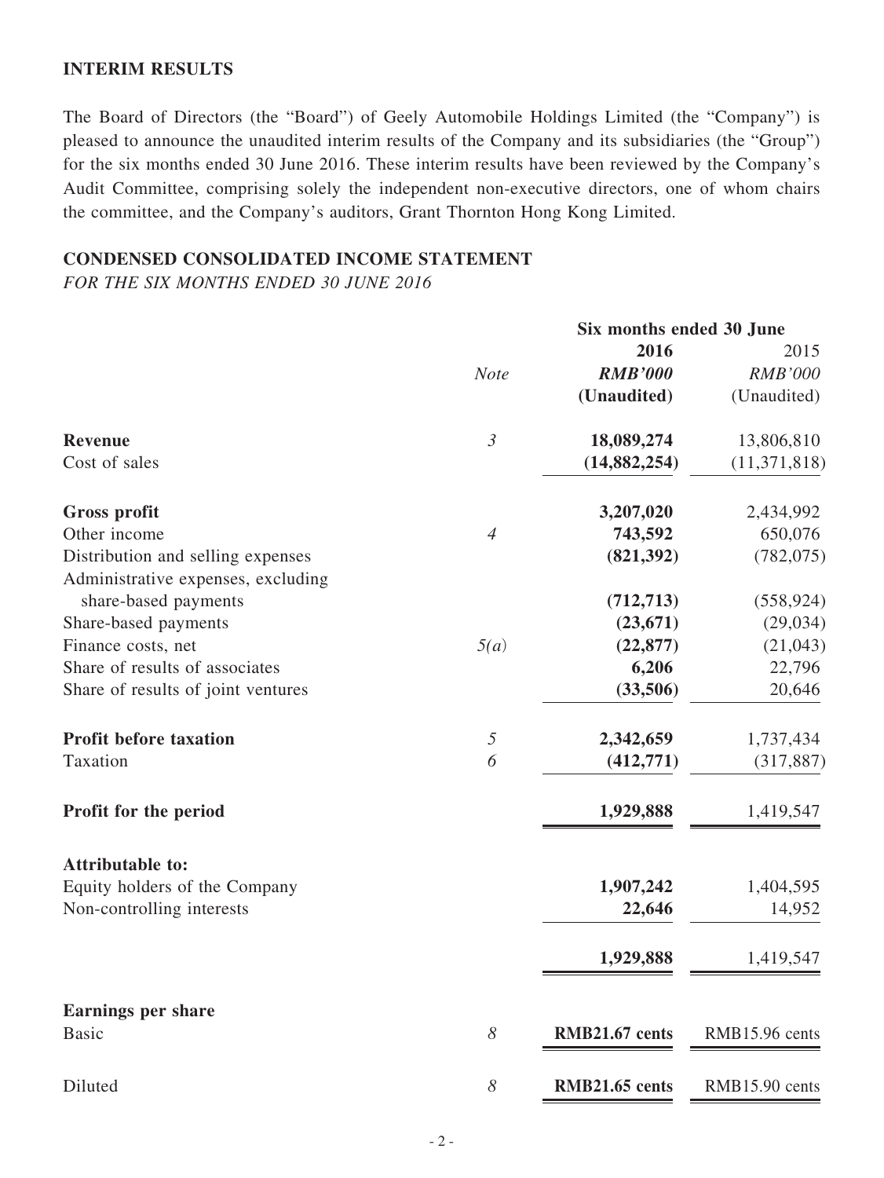## INTERIM RESULTS

The Board of Directors (the "Board") of Geely Automobile Holdings Limited (the "Company") is pleased to announce the unaudited interim results of the Company and its subsidiaries (the "Group") for the six months ended 30 June 2016. These interim results have been reviewed by the Company's Audit Committee, comprising solely the independent non-executive directors, one of whom chairs the committee, and the Company's auditors, Grant Thornton Hong Kong Limited.

## CONDENSED CONSOLIDATED INCOME STATEMENT

*FOR THE SIX MONTHS ENDED 30 JUNE 2016*

| | | Six months ended 30 June | |
|---|---|---|---|
| | *Note* | **2016** | 2015 |
| | | ***RMB'000*** | *RMB'000* |
| | | **(Unaudited)** | (Unaudited) |
| **Revenue** | *3* | **18,089,274** | 13,806,810 |
| Cost of sales | | **(14,882,254)** | (11,371,818) |
| **Gross profit** | | **3,207,020** | 2,434,992 |
| Other income | *4* | **743,592** | 650,076 |
| Distribution and selling expenses | | **(821,392)** | (782,075) |
| Administrative expenses, excluding share-based payments | | **(712,713)** | (558,924) |
| Share-based payments | | **(23,671)** | (29,034) |
| Finance costs, net | *5(a)* | **(22,877)** | (21,043) |
| Share of results of associates | | **6,206** | 22,796 |
| Share of results of joint ventures | | **(33,506)** | 20,646 |
| **Profit before taxation** | *5* | **2,342,659** | 1,737,434 |
| Taxation | *6* | **(412,771)** | (317,887) |
| **Profit for the period** | | **1,929,888** | 1,419,547 |
| **Attributable to:** | | | |
| Equity holders of the Company | | **1,907,242** | 1,404,595 |
| Non-controlling interests | | **22,646** | 14,952 |
| | | **1,929,888** | 1,419,547 |
| **Earnings per share** | | | |
| Basic | *8* | **RMB21.67 cents** | RMB15.96 cents |
| Diluted | *8* | **RMB21.65 cents** | RMB15.90 cents |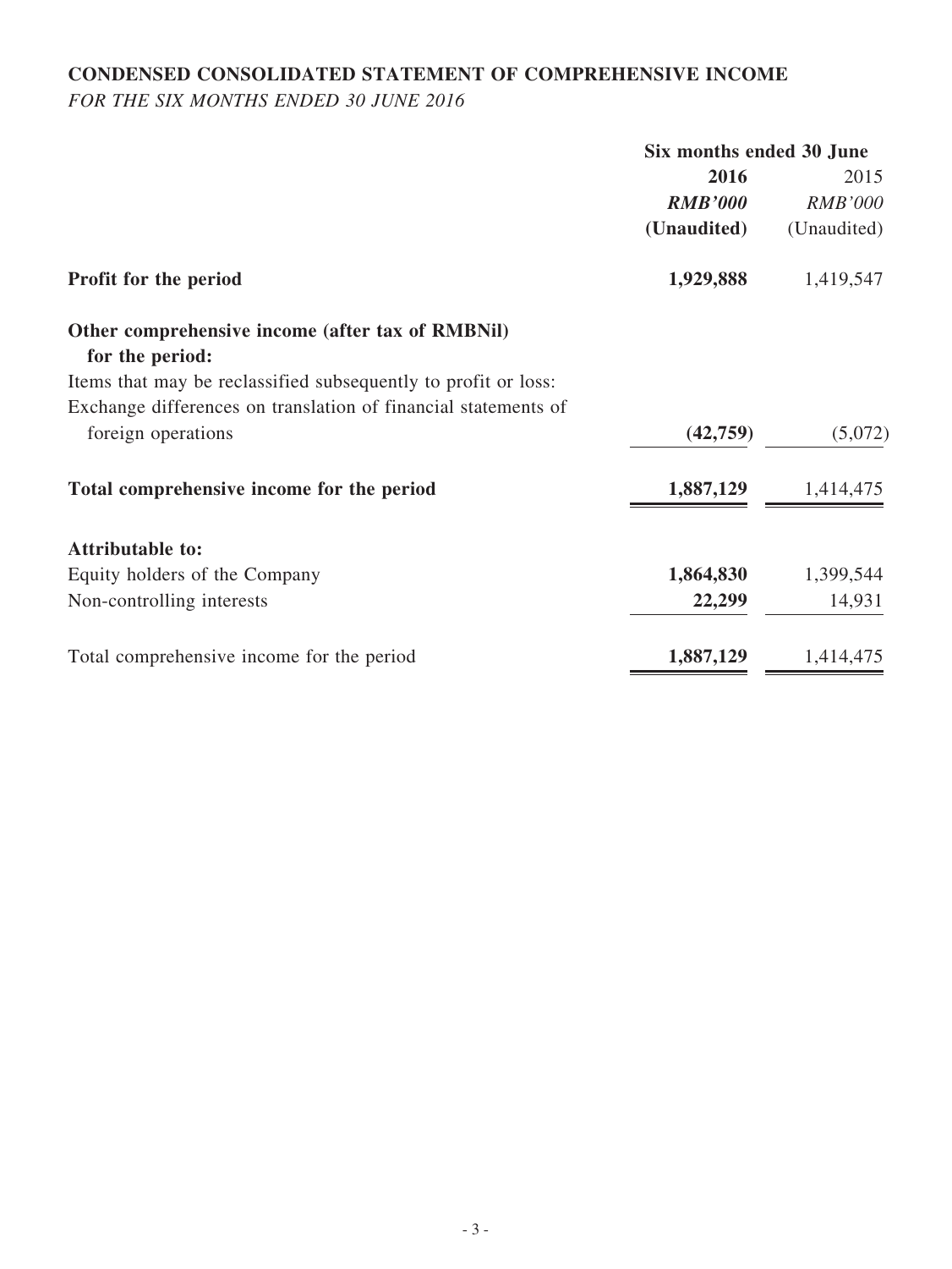## CONDENSED CONSOLIDATED STATEMENT OF COMPREHENSIVE INCOME

*FOR THE SIX MONTHS ENDED 30 JUNE 2016*

| | Six months ended 30 June | |
|---|---|---|
| | **2016** | 2015 |
| | ***RMB'000*** | *RMB'000* |
| | **(Unaudited)** | (Unaudited) |
| **Profit for the period** | **1,929,888** | 1,419,547 |
| **Other comprehensive income (after tax of RMBNil) for the period:** | | |
| Items that may be reclassified subsequently to profit or loss: | | |
| Exchange differences on translation of financial statements of foreign operations | **(42,759)** | (5,072) |
| **Total comprehensive income for the period** | **1,887,129** | 1,414,475 |
| **Attributable to:** | | |
| Equity holders of the Company | **1,864,830** | 1,399,544 |
| Non-controlling interests | **22,299** | 14,931 |
| Total comprehensive income for the period | **1,887,129** | 1,414,475 |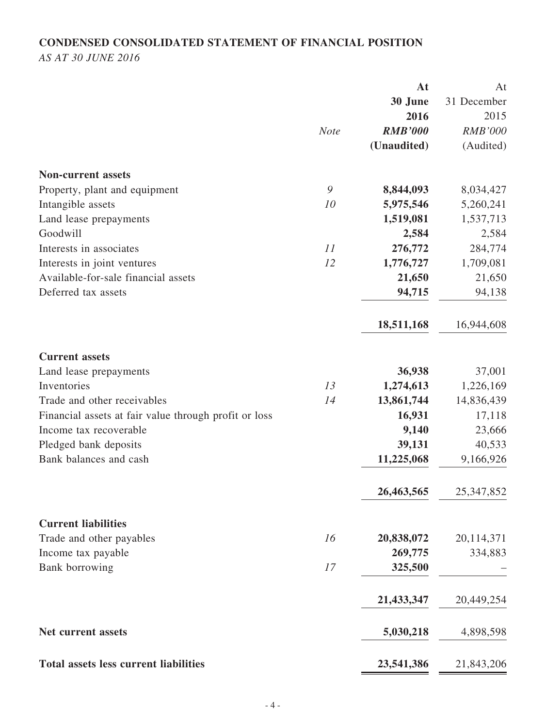## CONDENSED CONSOLIDATED STATEMENT OF FINANCIAL POSITION

*AS AT 30 JUNE 2016*

| | *Note* | **At 30 June 2016** ***RMB'000*** **(Unaudited)** | At 31 December 2015 *RMB'000* (Audited) |
|---|---|---|---|
| **Non-current assets** | | | |
| Property, plant and equipment | *9* | **8,844,093** | 8,034,427 |
| Intangible assets | *10* | **5,975,546** | 5,260,241 |
| Land lease prepayments | | **1,519,081** | 1,537,713 |
| Goodwill | | **2,584** | 2,584 |
| Interests in associates | *11* | **276,772** | 284,774 |
| Interests in joint ventures | *12* | **1,776,727** | 1,709,081 |
| Available-for-sale financial assets | | **21,650** | 21,650 |
| Deferred tax assets | | **94,715** | 94,138 |
| | | **18,511,168** | 16,944,608 |
| **Current assets** | | | |
| Land lease prepayments | | **36,938** | 37,001 |
| Inventories | *13* | **1,274,613** | 1,226,169 |
| Trade and other receivables | *14* | **13,861,744** | 14,836,439 |
| Financial assets at fair value through profit or loss | | **16,931** | 17,118 |
| Income tax recoverable | | **9,140** | 23,666 |
| Pledged bank deposits | | **39,131** | 40,533 |
| Bank balances and cash | | **11,225,068** | 9,166,926 |
| | | **26,463,565** | 25,347,852 |
| **Current liabilities** | | | |
| Trade and other payables | *16* | **20,838,072** | 20,114,371 |
| Income tax payable | | **269,775** | 334,883 |
| Bank borrowing | *17* | **325,500** | – |
| | | **21,433,347** | 20,449,254 |
| **Net current assets** | | **5,030,218** | 4,898,598 |
| **Total assets less current liabilities** | | **23,541,386** | 21,843,206 |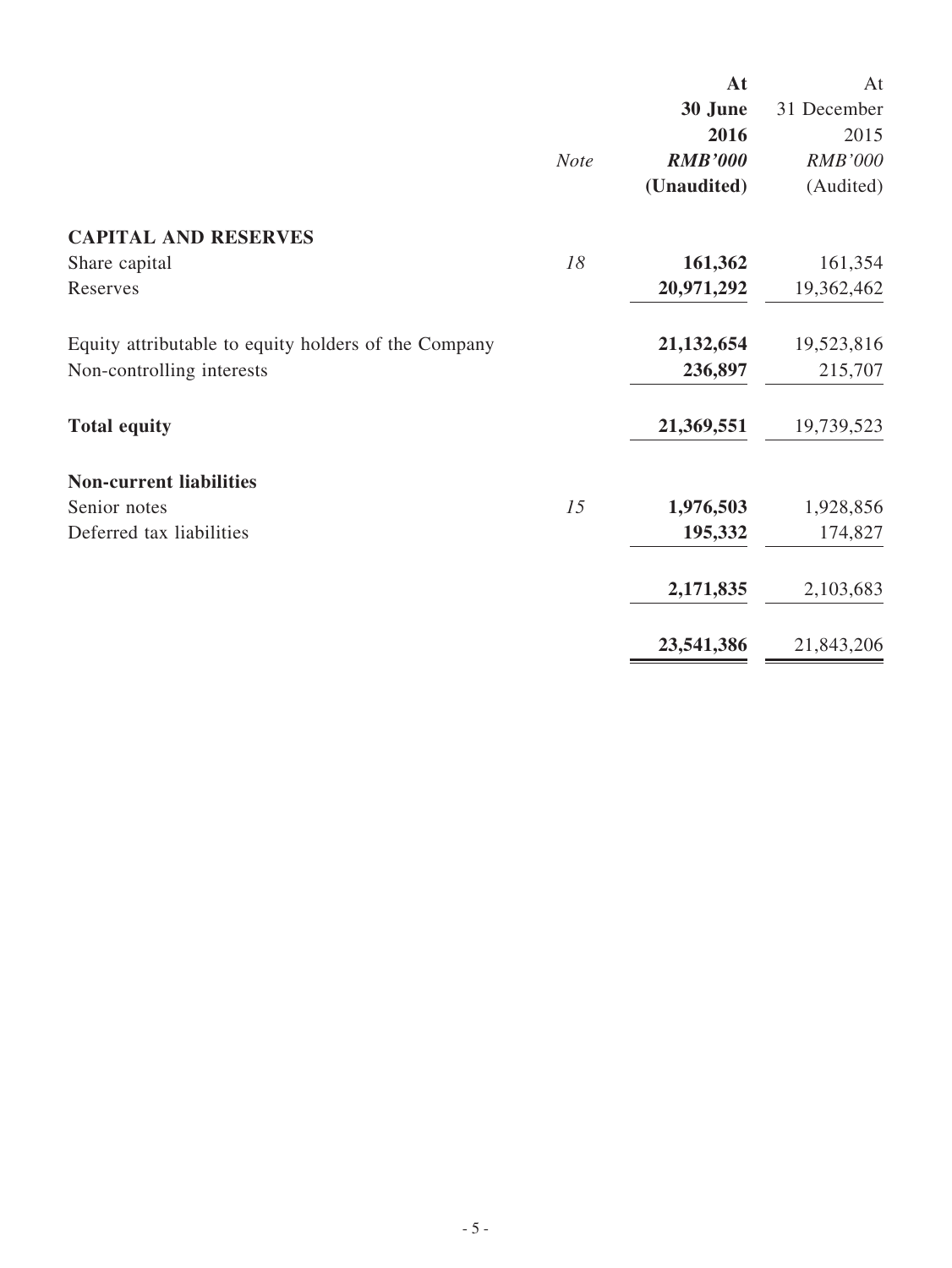| | Note | At 30 June 2016 RMB'000 (Unaudited) | At 31 December 2015 RMB'000 (Audited) |
|---|---|---|---|
| **CAPITAL AND RESERVES** | | | |
| Share capital | 18 | **161,362** | 161,354 |
| Reserves | | **20,971,292** | 19,362,462 |
| Equity attributable to equity holders of the Company | | **21,132,654** | 19,523,816 |
| Non-controlling interests | | **236,897** | 215,707 |
| **Total equity** | | **21,369,551** | 19,739,523 |
| **Non-current liabilities** | | | |
| Senior notes | 15 | **1,976,503** | 1,928,856 |
| Deferred tax liabilities | | **195,332** | 174,827 |
| | | **2,171,835** | 2,103,683 |
| | | **23,541,386** | 21,843,206 |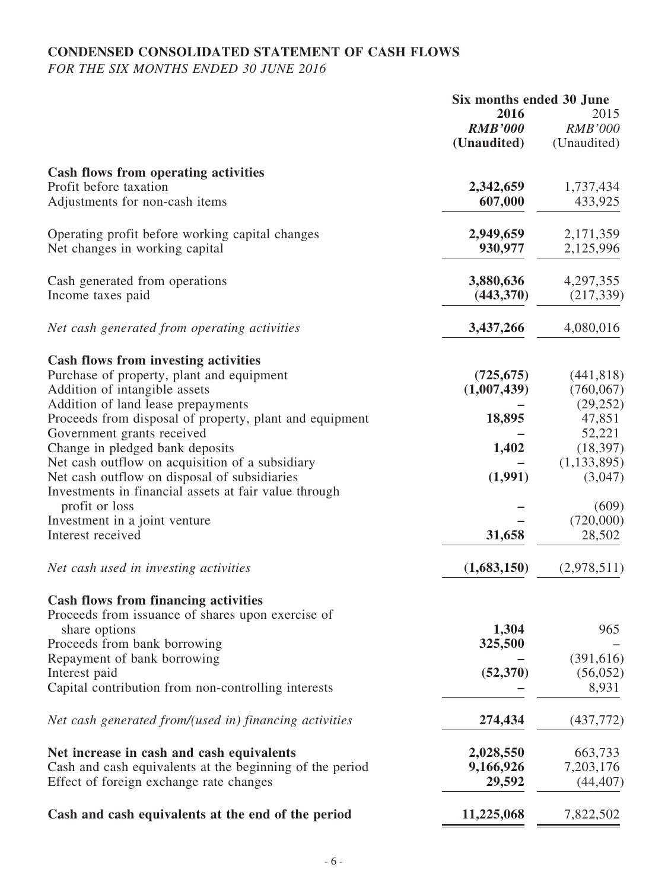## CONDENSED CONSOLIDATED STATEMENT OF CASH FLOWS

*FOR THE SIX MONTHS ENDED 30 JUNE 2016*

| | Six months ended 30 June | |
|---|---|---|
| | **2016** | 2015 |
| | ***RMB'000*** | *RMB'000* |
| | **(Unaudited)** | (Unaudited) |
| **Cash flows from operating activities** | | |
| Profit before taxation | **2,342,659** | 1,737,434 |
| Adjustments for non-cash items | **607,000** | 433,925 |
| Operating profit before working capital changes | **2,949,659** | 2,171,359 |
| Net changes in working capital | **930,977** | 2,125,996 |
| Cash generated from operations | **3,880,636** | 4,297,355 |
| Income taxes paid | **(443,370)** | (217,339) |
| *Net cash generated from operating activities* | **3,437,266** | 4,080,016 |
| **Cash flows from investing activities** | | |
| Purchase of property, plant and equipment | **(725,675)** | (441,818) |
| Addition of intangible assets | **(1,007,439)** | (760,067) |
| Addition of land lease prepayments | **–** | (29,252) |
| Proceeds from disposal of property, plant and equipment | **18,895** | 47,851 |
| Government grants received | **–** | 52,221 |
| Change in pledged bank deposits | **1,402** | (18,397) |
| Net cash outflow on acquisition of a subsidiary | **–** | (1,133,895) |
| Net cash outflow on disposal of subsidiaries | **(1,991)** | (3,047) |
| Investments in financial assets at fair value through profit or loss | **–** | (609) |
| Investment in a joint venture | **–** | (720,000) |
| Interest received | **31,658** | 28,502 |
| *Net cash used in investing activities* | **(1,683,150)** | (2,978,511) |
| **Cash flows from financing activities** | | |
| Proceeds from issuance of shares upon exercise of share options | **1,304** | 965 |
| Proceeds from bank borrowing | **325,500** | – |
| Repayment of bank borrowing | **–** | (391,616) |
| Interest paid | **(52,370)** | (56,052) |
| Capital contribution from non-controlling interests | **–** | 8,931 |
| *Net cash generated from/(used in) financing activities* | **274,434** | (437,772) |
| **Net increase in cash and cash equivalents** | **2,028,550** | 663,733 |
| Cash and cash equivalents at the beginning of the period | **9,166,926** | 7,203,176 |
| Effect of foreign exchange rate changes | **29,592** | (44,407) |
| **Cash and cash equivalents at the end of the period** | **11,225,068** | 7,822,502 |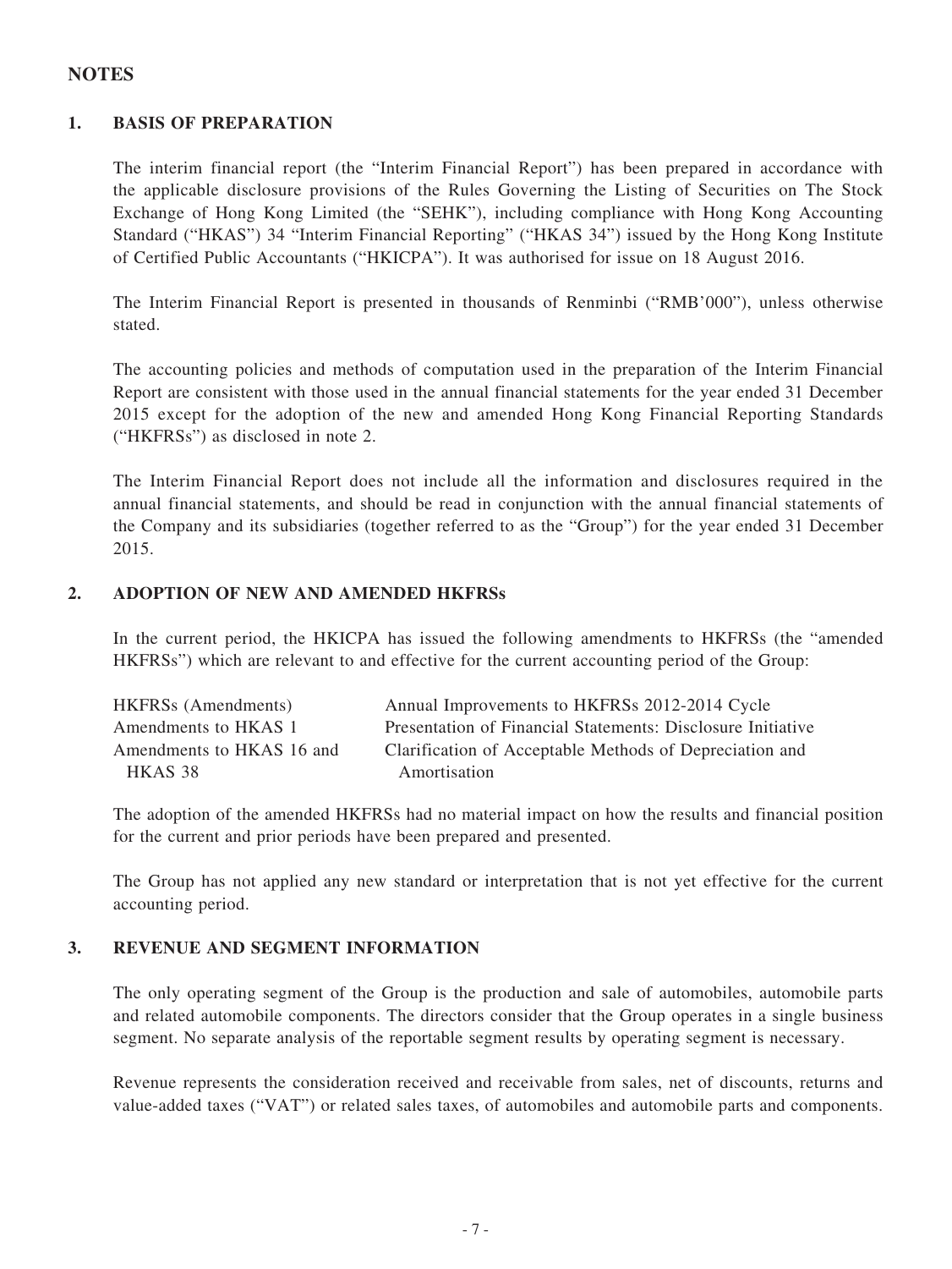## NOTES

### 1. BASIS OF PREPARATION

The interim financial report (the "Interim Financial Report") has been prepared in accordance with the applicable disclosure provisions of the Rules Governing the Listing of Securities on The Stock Exchange of Hong Kong Limited (the "SEHK"), including compliance with Hong Kong Accounting Standard ("HKAS") 34 "Interim Financial Reporting" ("HKAS 34") issued by the Hong Kong Institute of Certified Public Accountants ("HKICPA"). It was authorised for issue on 18 August 2016.

The Interim Financial Report is presented in thousands of Renminbi ("RMB'000"), unless otherwise stated.

The accounting policies and methods of computation used in the preparation of the Interim Financial Report are consistent with those used in the annual financial statements for the year ended 31 December 2015 except for the adoption of the new and amended Hong Kong Financial Reporting Standards ("HKFRSs") as disclosed in note 2.

The Interim Financial Report does not include all the information and disclosures required in the annual financial statements, and should be read in conjunction with the annual financial statements of the Company and its subsidiaries (together referred to as the "Group") for the year ended 31 December 2015.

### 2. ADOPTION OF NEW AND AMENDED HKFRSs

In the current period, the HKICPA has issued the following amendments to HKFRSs (the "amended HKFRSs") which are relevant to and effective for the current accounting period of the Group:

| | |
|---|---|
| HKFRSs (Amendments) | Annual Improvements to HKFRSs 2012-2014 Cycle |
| Amendments to HKAS 1 | Presentation of Financial Statements: Disclosure Initiative |
| Amendments to HKAS 16 and HKAS 38 | Clarification of Acceptable Methods of Depreciation and Amortisation |

The adoption of the amended HKFRSs had no material impact on how the results and financial position for the current and prior periods have been prepared and presented.

The Group has not applied any new standard or interpretation that is not yet effective for the current accounting period.

### 3. REVENUE AND SEGMENT INFORMATION

The only operating segment of the Group is the production and sale of automobiles, automobile parts and related automobile components. The directors consider that the Group operates in a single business segment. No separate analysis of the reportable segment results by operating segment is necessary.

Revenue represents the consideration received and receivable from sales, net of discounts, returns and value-added taxes ("VAT") or related sales taxes, of automobiles and automobile parts and components.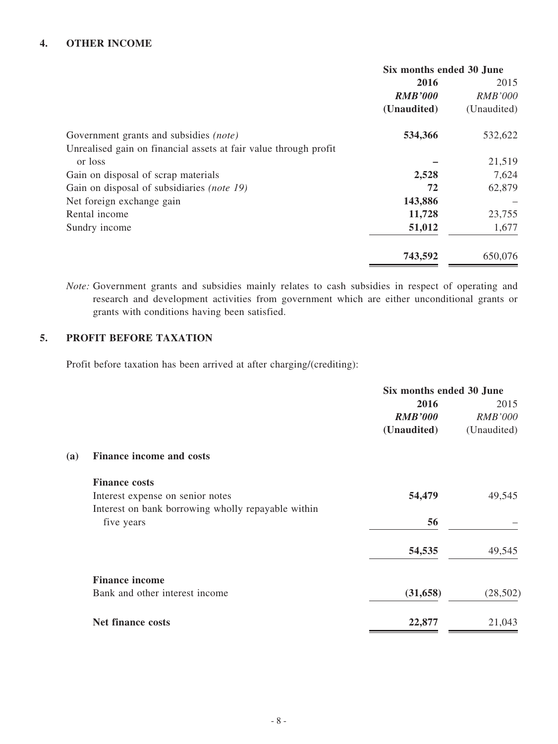## 4. OTHER INCOME

| | Six months ended 30 June | |
|---|---|---|
| | **2016** | 2015 |
| | ***RMB'000*** | *RMB'000* |
| | **(Unaudited)** | (Unaudited) |
| Government grants and subsidies *(note)* | **534,366** | 532,622 |
| Unrealised gain on financial assets at fair value through profit or loss | **–** | 21,519 |
| Gain on disposal of scrap materials | **2,528** | 7,624 |
| Gain on disposal of subsidiaries *(note 19)* | **72** | 62,879 |
| Net foreign exchange gain | **143,886** | – |
| Rental income | **11,728** | 23,755 |
| Sundry income | **51,012** | 1,677 |
| | **743,592** | 650,076 |

*Note:* Government grants and subsidies mainly relates to cash subsidies in respect of operating and research and development activities from government which are either unconditional grants or grants with conditions having been satisfied.

## 5. PROFIT BEFORE TAXATION

Profit before taxation has been arrived at after charging/(crediting):

| | Six months ended 30 June | |
|---|---|---|
| | **2016** | 2015 |
| | ***RMB'000*** | *RMB'000* |
| | **(Unaudited)** | (Unaudited) |
| **(a) Finance income and costs** | | |
| **Finance costs** | | |
| Interest expense on senior notes | **54,479** | 49,545 |
| Interest on bank borrowing wholly repayable within five years | **56** | – |
| | **54,535** | 49,545 |
| **Finance income** | | |
| Bank and other interest income | **(31,658)** | (28,502) |
| **Net finance costs** | **22,877** | 21,043 |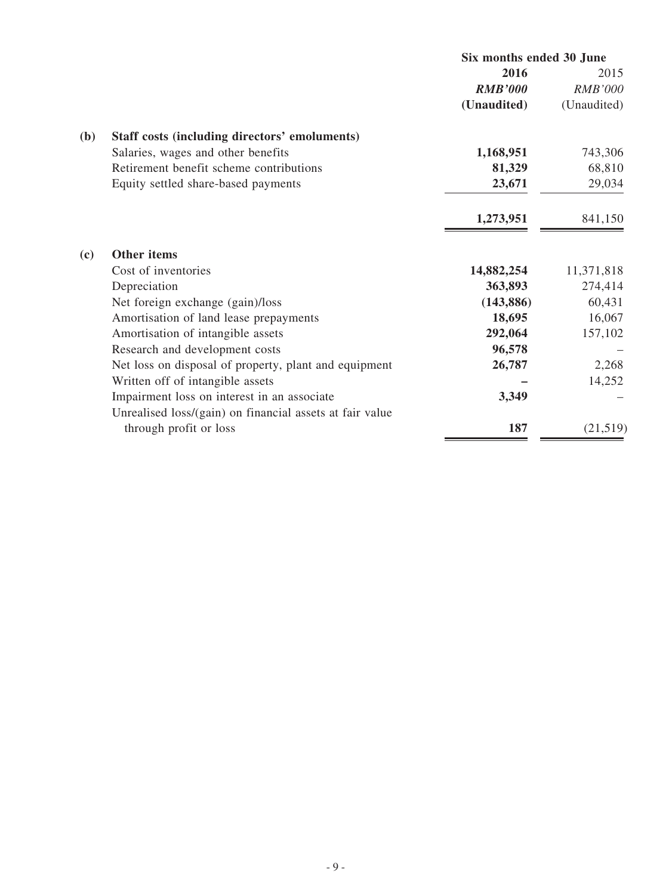| | | Six months ended 30 June | |
|---|---|---|---|
| | | **2016** | 2015 |
| | | ***RMB'000*** | *RMB'000* |
| | | **(Unaudited)** | (Unaudited) |
| **(b)** | **Staff costs (including directors' emoluments)** | | |
| | Salaries, wages and other benefits | **1,168,951** | 743,306 |
| | Retirement benefit scheme contributions | **81,329** | 68,810 |
| | Equity settled share-based payments | **23,671** | 29,034 |
| | | **1,273,951** | 841,150 |
| **(c)** | **Other items** | | |
| | Cost of inventories | **14,882,254** | 11,371,818 |
| | Depreciation | **363,893** | 274,414 |
| | Net foreign exchange (gain)/loss | **(143,886)** | 60,431 |
| | Amortisation of land lease prepayments | **18,695** | 16,067 |
| | Amortisation of intangible assets | **292,064** | 157,102 |
| | Research and development costs | **96,578** | – |
| | Net loss on disposal of property, plant and equipment | **26,787** | 2,268 |
| | Written off of intangible assets | **–** | 14,252 |
| | Impairment loss on interest in an associate | **3,349** | – |
| | Unrealised loss/(gain) on financial assets at fair value through profit or loss | **187** | (21,519) |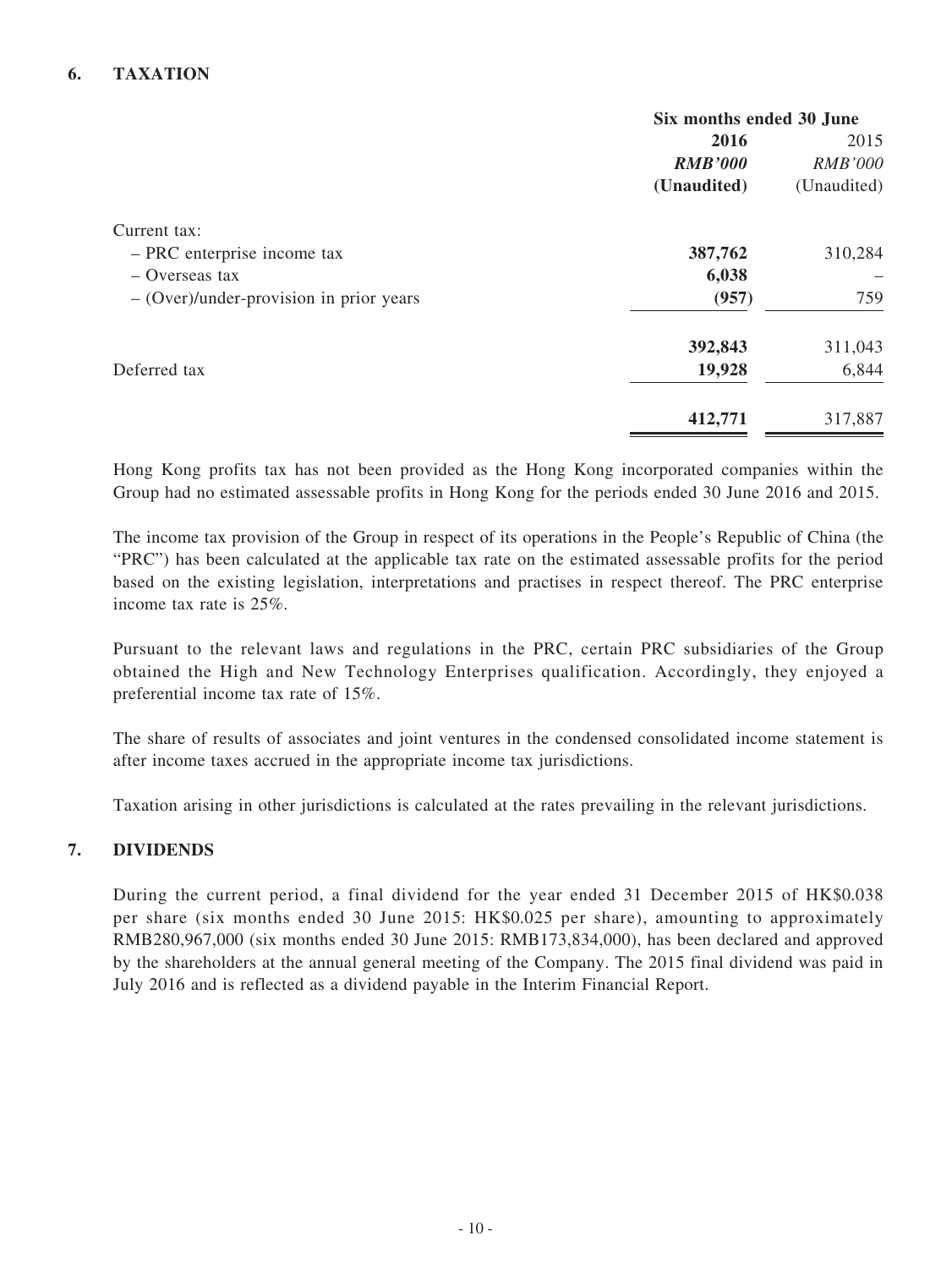## 6. TAXATION

| | Six months ended 30 June | |
|---|---|---|
| | **2016** | 2015 |
| | ***RMB'000*** | *RMB'000* |
| | **(Unaudited)** | (Unaudited) |
| Current tax: | | |
| – PRC enterprise income tax | **387,762** | 310,284 |
| – Overseas tax | **6,038** | – |
| – (Over)/under-provision in prior years | **(957)** | 759 |
| | **392,843** | 311,043 |
| Deferred tax | **19,928** | 6,844 |
| | **412,771** | 317,887 |

Hong Kong profits tax has not been provided as the Hong Kong incorporated companies within the Group had no estimated assessable profits in Hong Kong for the periods ended 30 June 2016 and 2015.

The income tax provision of the Group in respect of its operations in the People's Republic of China (the "PRC") has been calculated at the applicable tax rate on the estimated assessable profits for the period based on the existing legislation, interpretations and practises in respect thereof. The PRC enterprise income tax rate is 25%.

Pursuant to the relevant laws and regulations in the PRC, certain PRC subsidiaries of the Group obtained the High and New Technology Enterprises qualification. Accordingly, they enjoyed a preferential income tax rate of 15%.

The share of results of associates and joint ventures in the condensed consolidated income statement is after income taxes accrued in the appropriate income tax jurisdictions.

Taxation arising in other jurisdictions is calculated at the rates prevailing in the relevant jurisdictions.

## 7. DIVIDENDS

During the current period, a final dividend for the year ended 31 December 2015 of HK$0.038 per share (six months ended 30 June 2015: HK$0.025 per share), amounting to approximately RMB280,967,000 (six months ended 30 June 2015: RMB173,834,000), has been declared and approved by the shareholders at the annual general meeting of the Company. The 2015 final dividend was paid in July 2016 and is reflected as a dividend payable in the Interim Financial Report.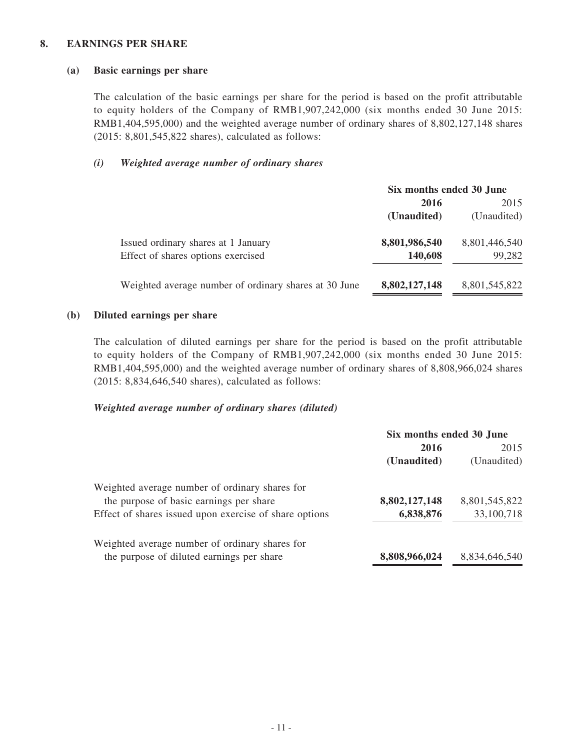## 8. EARNINGS PER SHARE

### (a) Basic earnings per share

The calculation of the basic earnings per share for the period is based on the profit attributable to equity holders of the Company of RMB1,907,242,000 (six months ended 30 June 2015: RMB1,404,595,000) and the weighted average number of ordinary shares of 8,802,127,148 shares (2015: 8,801,545,822 shares), calculated as follows:

#### *(i) Weighted average number of ordinary shares*

| | Six months ended 30 June | |
|---|---|---|
| | **2016** | 2015 |
| | **(Unaudited)** | (Unaudited) |
| Issued ordinary shares at 1 January | **8,801,986,540** | 8,801,446,540 |
| Effect of shares options exercised | **140,608** | 99,282 |
| Weighted average number of ordinary shares at 30 June | **8,802,127,148** | 8,801,545,822 |

### (b) Diluted earnings per share

The calculation of diluted earnings per share for the period is based on the profit attributable to equity holders of the Company of RMB1,907,242,000 (six months ended 30 June 2015: RMB1,404,595,000) and the weighted average number of ordinary shares of 8,808,966,024 shares (2015: 8,834,646,540 shares), calculated as follows:

***Weighted average number of ordinary shares (diluted)***

| | Six months ended 30 June | |
|---|---|---|
| | **2016** | 2015 |
| | **(Unaudited)** | (Unaudited) |
| Weighted average number of ordinary shares for the purpose of basic earnings per share | **8,802,127,148** | 8,801,545,822 |
| Effect of shares issued upon exercise of share options | **6,838,876** | 33,100,718 |
| Weighted average number of ordinary shares for the purpose of diluted earnings per share | **8,808,966,024** | 8,834,646,540 |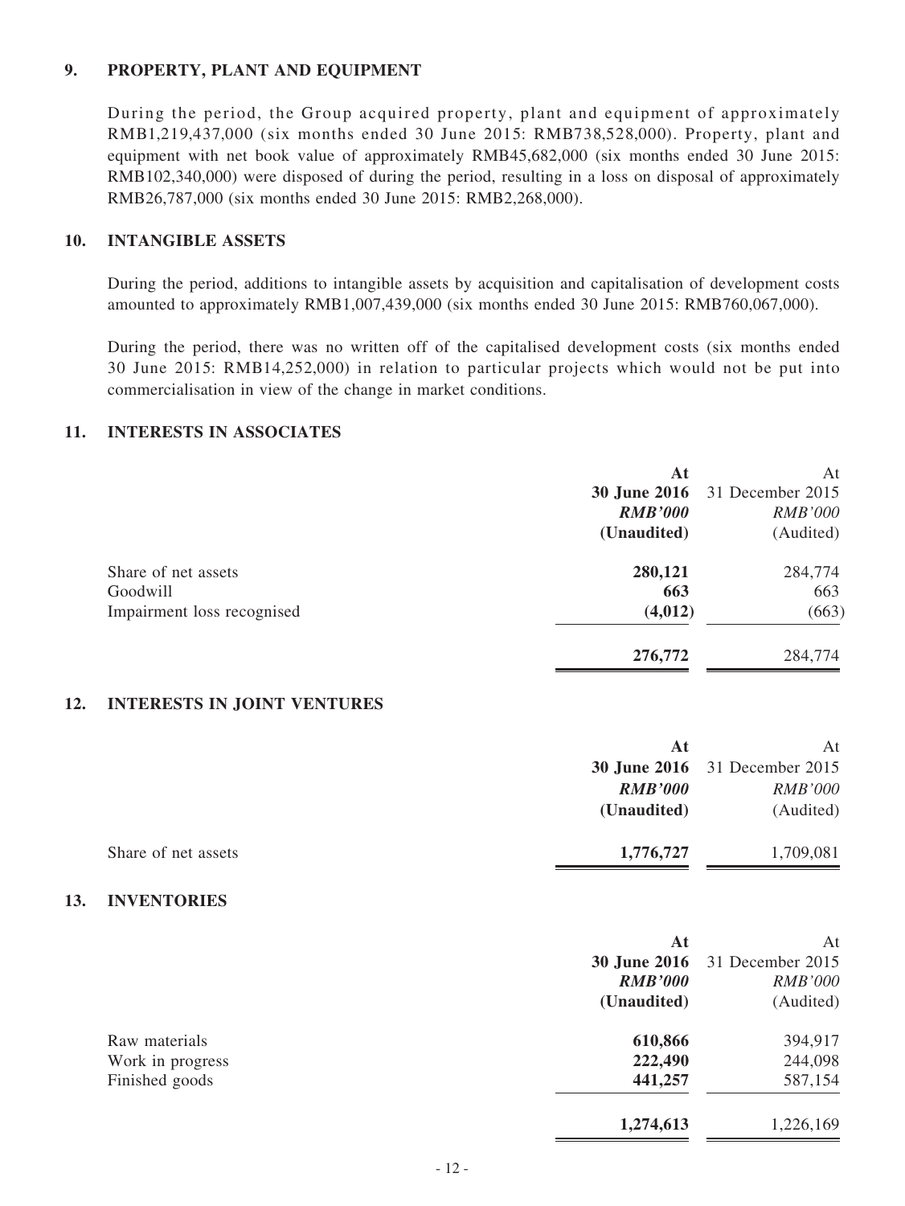## 9. PROPERTY, PLANT AND EQUIPMENT

During the period, the Group acquired property, plant and equipment of approximately RMB1,219,437,000 (six months ended 30 June 2015: RMB738,528,000). Property, plant and equipment with net book value of approximately RMB45,682,000 (six months ended 30 June 2015: RMB102,340,000) were disposed of during the period, resulting in a loss on disposal of approximately RMB26,787,000 (six months ended 30 June 2015: RMB2,268,000).

## 10. INTANGIBLE ASSETS

During the period, additions to intangible assets by acquisition and capitalisation of development costs amounted to approximately RMB1,007,439,000 (six months ended 30 June 2015: RMB760,067,000).

During the period, there was no written off of the capitalised development costs (six months ended 30 June 2015: RMB14,252,000) in relation to particular projects which would not be put into commercialisation in view of the change in market conditions.

## 11. INTERESTS IN ASSOCIATES

| | **At 30 June 2016** | At 31 December 2015 |
|---|---|---|
| | ***RMB'000*** | *RMB'000* |
| | **(Unaudited)** | (Audited) |
| Share of net assets | **280,121** | 284,774 |
| Goodwill | **663** | 663 |
| Impairment loss recognised | **(4,012)** | (663) |
| | **276,772** | 284,774 |

## 12. INTERESTS IN JOINT VENTURES

| | **At 30 June 2016** | At 31 December 2015 |
|---|---|---|
| | ***RMB'000*** | *RMB'000* |
| | **(Unaudited)** | (Audited) |
| Share of net assets | **1,776,727** | 1,709,081 |

## 13. INVENTORIES

| | **At 30 June 2016** | At 31 December 2015 |
|---|---|---|
| | ***RMB'000*** | *RMB'000* |
| | **(Unaudited)** | (Audited) |
| Raw materials | **610,866** | 394,917 |
| Work in progress | **222,490** | 244,098 |
| Finished goods | **441,257** | 587,154 |
| | **1,274,613** | 1,226,169 |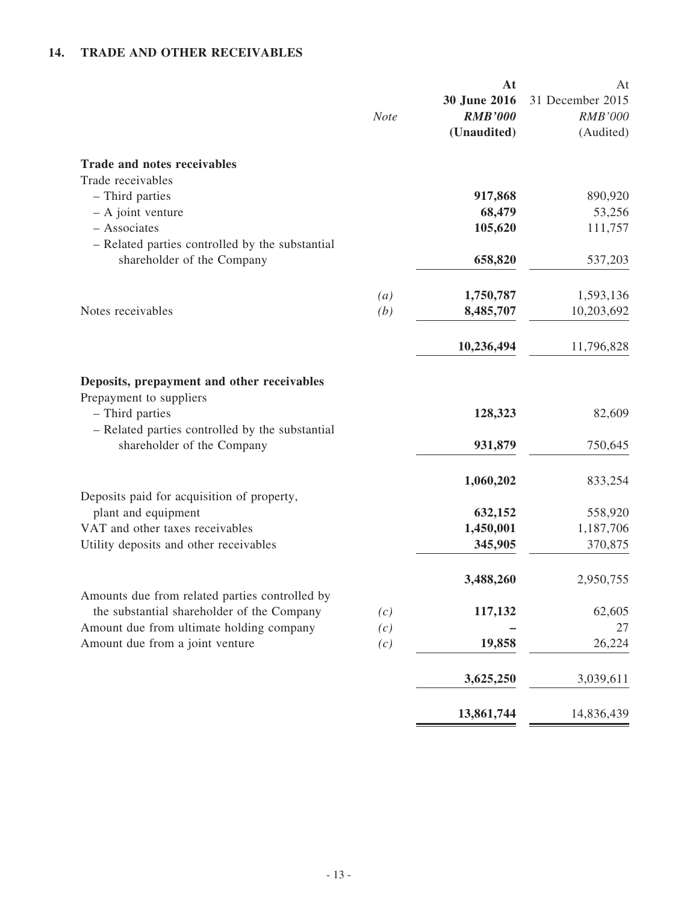## 14. TRADE AND OTHER RECEIVABLES

| | Note | At 30 June 2016 RMB'000 (Unaudited) | At 31 December 2015 RMB'000 (Audited) |
|---|---|---|---|
| **Trade and notes receivables** | | | |
| Trade receivables | | | |
| – Third parties | | **917,868** | 890,920 |
| – A joint venture | | **68,479** | 53,256 |
| – Associates | | **105,620** | 111,757 |
| – Related parties controlled by the substantial shareholder of the Company | | **658,820** | 537,203 |
| | *(a)* | **1,750,787** | 1,593,136 |
| Notes receivables | *(b)* | **8,485,707** | 10,203,692 |
| | | **10,236,494** | 11,796,828 |
| **Deposits, prepayment and other receivables** | | | |
| Prepayment to suppliers | | | |
| – Third parties | | **128,323** | 82,609 |
| – Related parties controlled by the substantial shareholder of the Company | | **931,879** | 750,645 |
| | | **1,060,202** | 833,254 |
| Deposits paid for acquisition of property, plant and equipment | | **632,152** | 558,920 |
| VAT and other taxes receivables | | **1,450,001** | 1,187,706 |
| Utility deposits and other receivables | | **345,905** | 370,875 |
| | | **3,488,260** | 2,950,755 |
| Amounts due from related parties controlled by the substantial shareholder of the Company | *(c)* | **117,132** | 62,605 |
| Amount due from ultimate holding company | *(c)* | **–** | 27 |
| Amount due from a joint venture | *(c)* | **19,858** | 26,224 |
| | | **3,625,250** | 3,039,611 |
| | | **13,861,744** | 14,836,439 |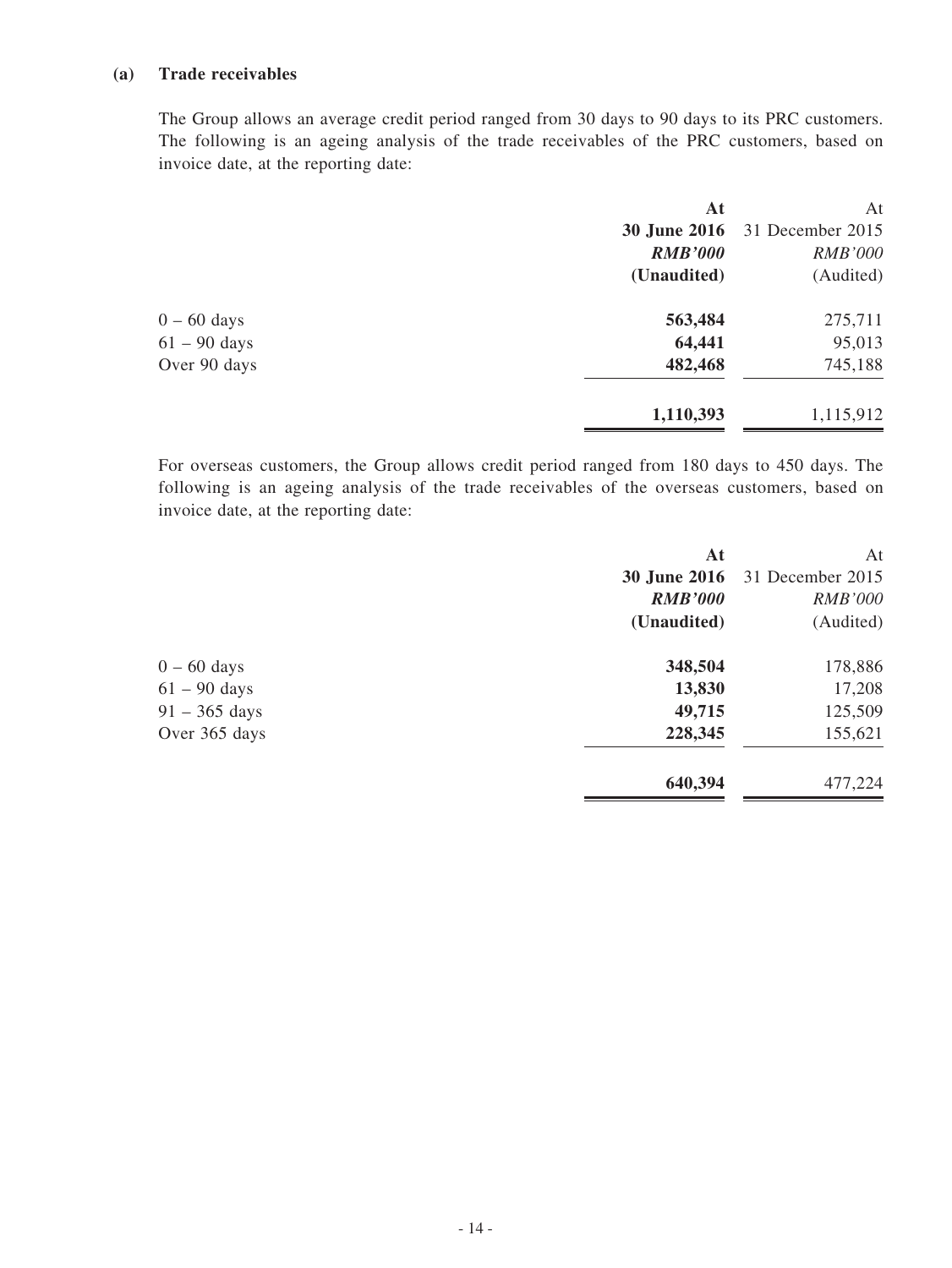**(a) Trade receivables**

The Group allows an average credit period ranged from 30 days to 90 days to its PRC customers. The following is an ageing analysis of the trade receivables of the PRC customers, based on invoice date, at the reporting date:

| | **At 30 June 2016** | At 31 December 2015 |
|---|---|---|
| | ***RMB'000*** | *RMB'000* |
| | **(Unaudited)** | (Audited) |
| 0 – 60 days | **563,484** | 275,711 |
| 61 – 90 days | **64,441** | 95,013 |
| Over 90 days | **482,468** | 745,188 |
| | **1,110,393** | 1,115,912 |

For overseas customers, the Group allows credit period ranged from 180 days to 450 days. The following is an ageing analysis of the trade receivables of the overseas customers, based on invoice date, at the reporting date:

| | **At 30 June 2016** | At 31 December 2015 |
|---|---|---|
| | ***RMB'000*** | *RMB'000* |
| | **(Unaudited)** | (Audited) |
| 0 – 60 days | **348,504** | 178,886 |
| 61 – 90 days | **13,830** | 17,208 |
| 91 – 365 days | **49,715** | 125,509 |
| Over 365 days | **228,345** | 155,621 |
| | **640,394** | 477,224 |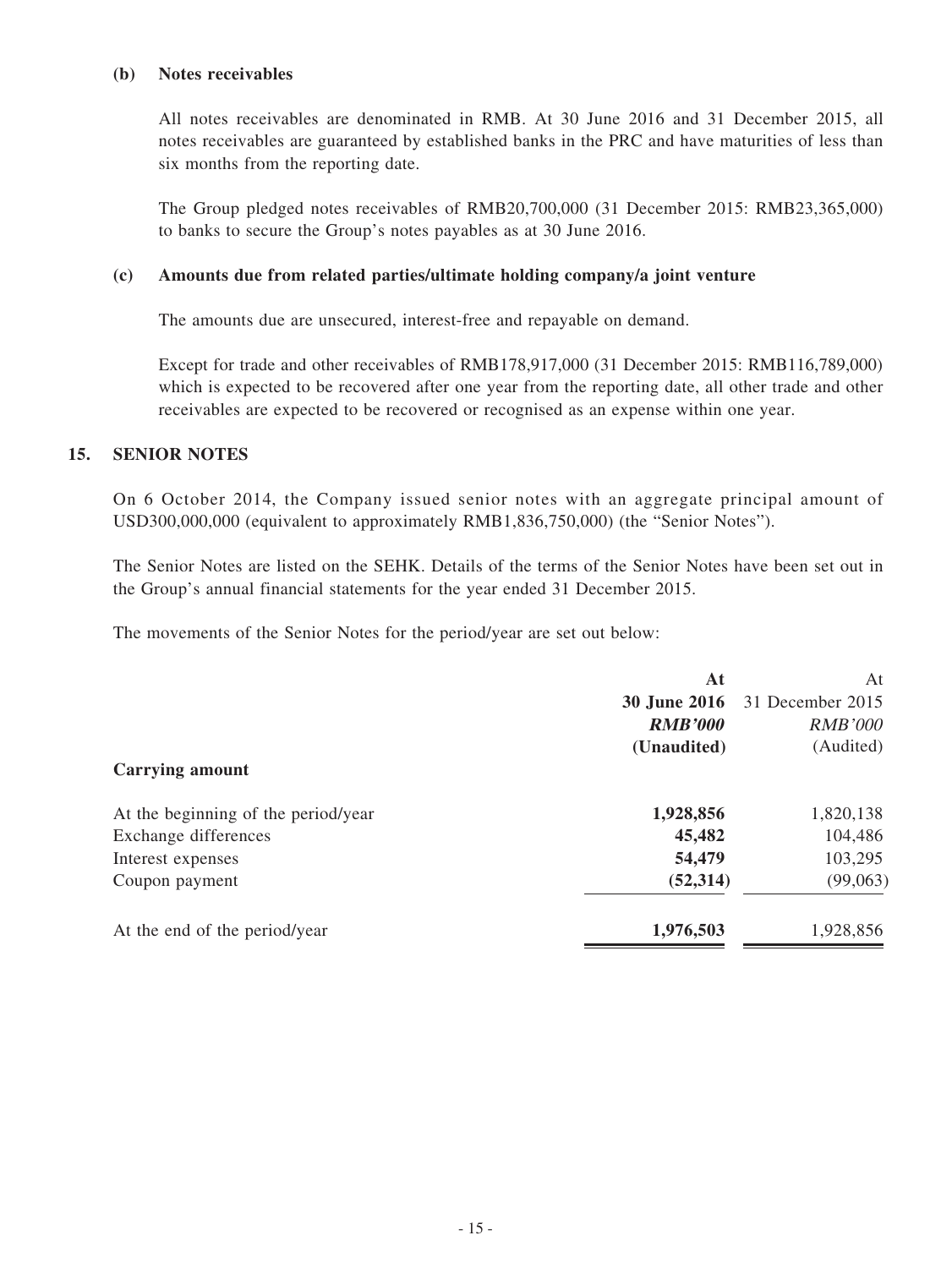**(b) Notes receivables**

All notes receivables are denominated in RMB. At 30 June 2016 and 31 December 2015, all notes receivables are guaranteed by established banks in the PRC and have maturities of less than six months from the reporting date.

The Group pledged notes receivables of RMB20,700,000 (31 December 2015: RMB23,365,000) to banks to secure the Group's notes payables as at 30 June 2016.

**(c) Amounts due from related parties/ultimate holding company/a joint venture**

The amounts due are unsecured, interest-free and repayable on demand.

Except for trade and other receivables of RMB178,917,000 (31 December 2015: RMB116,789,000) which is expected to be recovered after one year from the reporting date, all other trade and other receivables are expected to be recovered or recognised as an expense within one year.

## 15. SENIOR NOTES

On 6 October 2014, the Company issued senior notes with an aggregate principal amount of USD300,000,000 (equivalent to approximately RMB1,836,750,000) (the "Senior Notes").

The Senior Notes are listed on the SEHK. Details of the terms of the Senior Notes have been set out in the Group's annual financial statements for the year ended 31 December 2015.

The movements of the Senior Notes for the period/year are set out below:

| | At **30 June 2016** ***RMB'000*** **(Unaudited)** | At 31 December 2015 *RMB'000* (Audited) |
|---|---|---|
| **Carrying amount** | | |
| At the beginning of the period/year | **1,928,856** | 1,820,138 |
| Exchange differences | **45,482** | 104,486 |
| Interest expenses | **54,479** | 103,295 |
| Coupon payment | **(52,314)** | (99,063) |
| At the end of the period/year | **1,976,503** | 1,928,856 |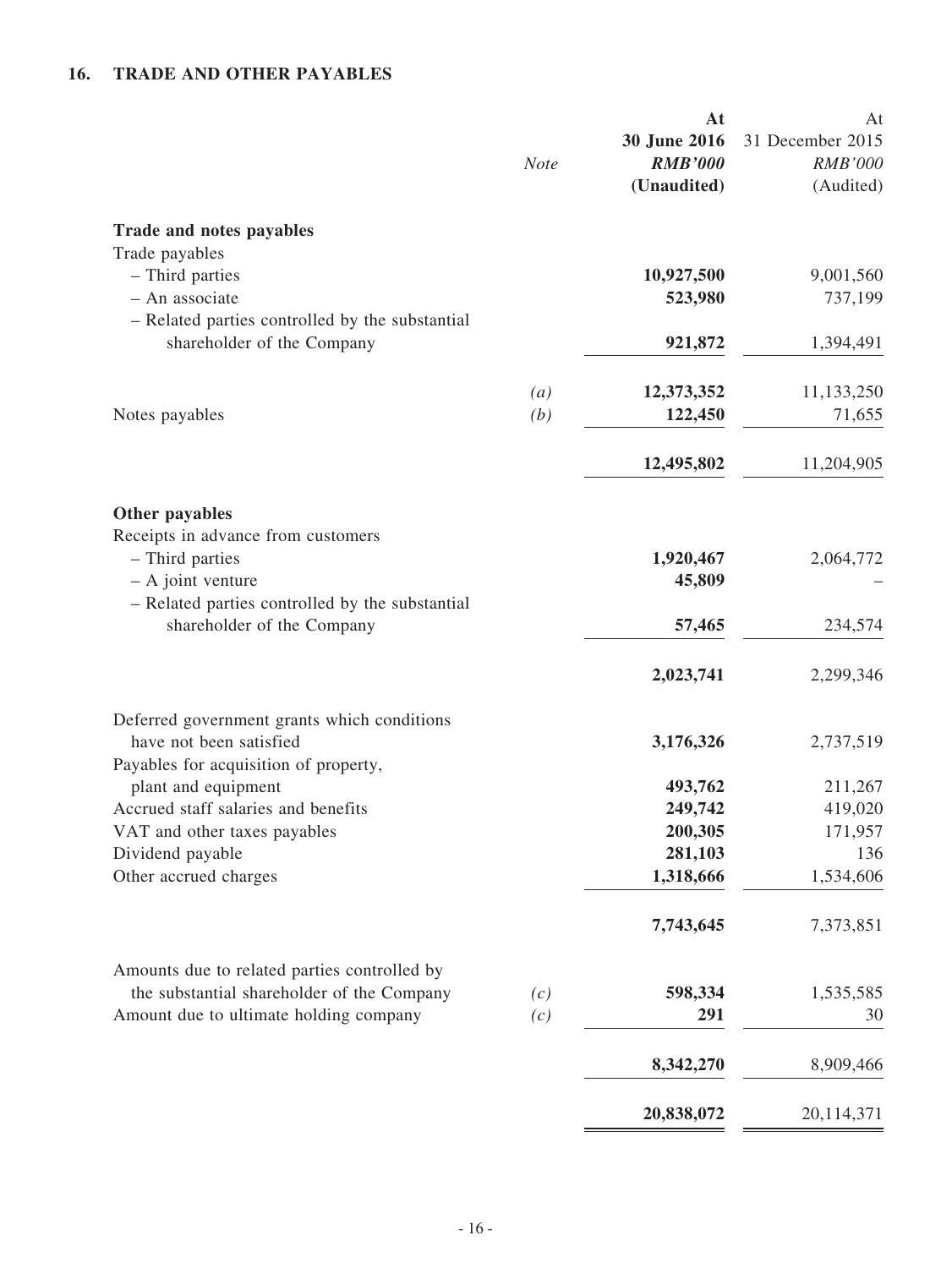## 16. TRADE AND OTHER PAYABLES

| | Note | At 30 June 2016 RMB'000 (Unaudited) | At 31 December 2015 RMB'000 (Audited) |
|---|---|---|---|
| **Trade and notes payables** | | | |
| Trade payables | | | |
| – Third parties | | **10,927,500** | 9,001,560 |
| – An associate | | **523,980** | 737,199 |
| – Related parties controlled by the substantial shareholder of the Company | | **921,872** | 1,394,491 |
| | *(a)* | **12,373,352** | 11,133,250 |
| Notes payables | *(b)* | **122,450** | 71,655 |
| | | **12,495,802** | 11,204,905 |
| **Other payables** | | | |
| Receipts in advance from customers | | | |
| – Third parties | | **1,920,467** | 2,064,772 |
| – A joint venture | | **45,809** | – |
| – Related parties controlled by the substantial shareholder of the Company | | **57,465** | 234,574 |
| | | **2,023,741** | 2,299,346 |
| Deferred government grants which conditions have not been satisfied | | **3,176,326** | 2,737,519 |
| Payables for acquisition of property, plant and equipment | | **493,762** | 211,267 |
| Accrued staff salaries and benefits | | **249,742** | 419,020 |
| VAT and other taxes payables | | **200,305** | 171,957 |
| Dividend payable | | **281,103** | 136 |
| Other accrued charges | | **1,318,666** | 1,534,606 |
| | | **7,743,645** | 7,373,851 |
| Amounts due to related parties controlled by the substantial shareholder of the Company | *(c)* | **598,334** | 1,535,585 |
| Amount due to ultimate holding company | *(c)* | **291** | 30 |
| | | **8,342,270** | 8,909,466 |
| | | **20,838,072** | 20,114,371 |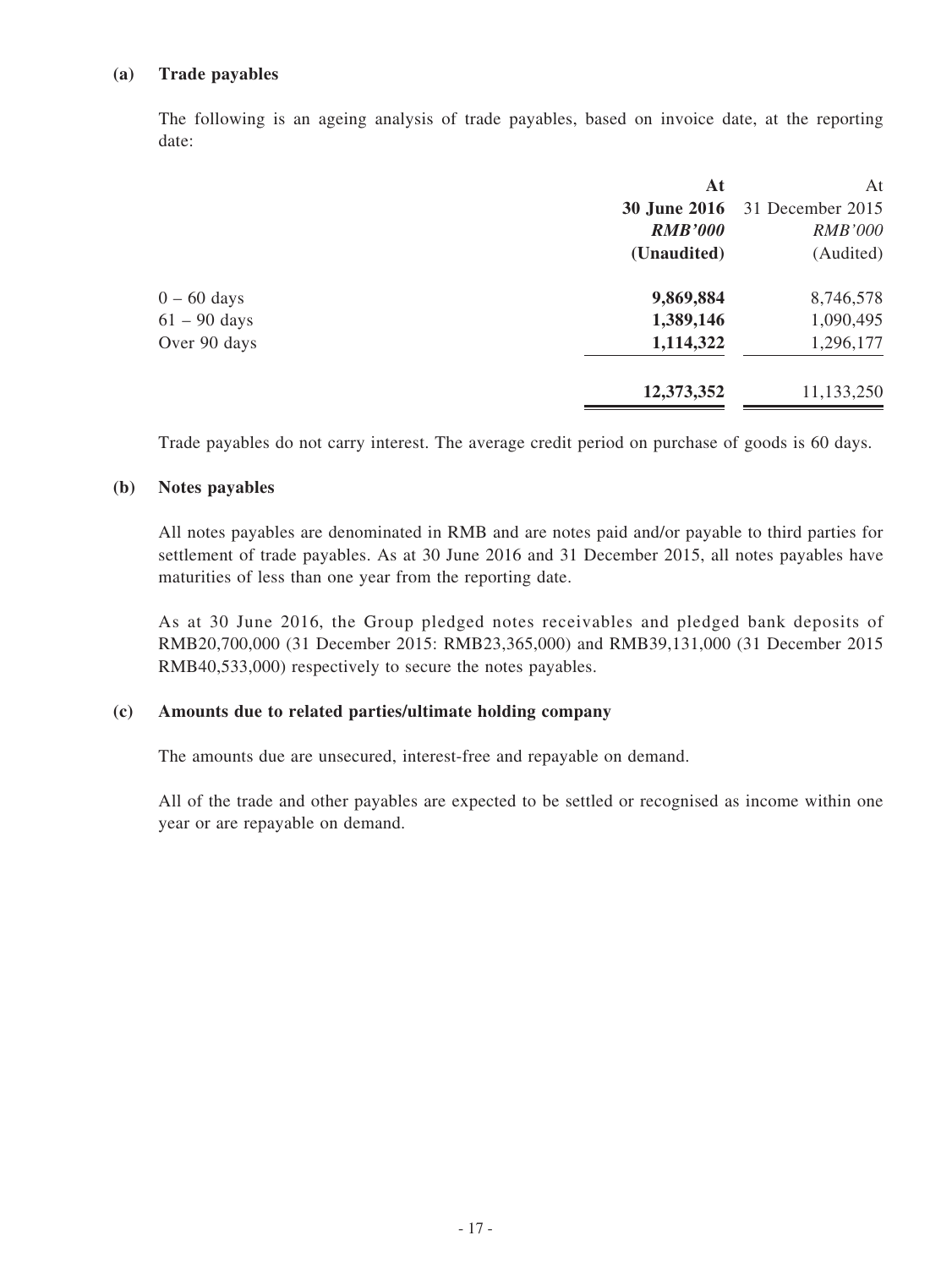**(a) Trade payables**

The following is an ageing analysis of trade payables, based on invoice date, at the reporting date:

| | **At 30 June 2016** | At 31 December 2015 |
|---|---|---|
| | ***RMB'000*** | *RMB'000* |
| | **(Unaudited)** | (Audited) |
| 0 – 60 days | **9,869,884** | 8,746,578 |
| 61 – 90 days | **1,389,146** | 1,090,495 |
| Over 90 days | **1,114,322** | 1,296,177 |
| | **12,373,352** | 11,133,250 |

Trade payables do not carry interest. The average credit period on purchase of goods is 60 days.

**(b) Notes payables**

All notes payables are denominated in RMB and are notes paid and/or payable to third parties for settlement of trade payables. As at 30 June 2016 and 31 December 2015, all notes payables have maturities of less than one year from the reporting date.

As at 30 June 2016, the Group pledged notes receivables and pledged bank deposits of RMB20,700,000 (31 December 2015: RMB23,365,000) and RMB39,131,000 (31 December 2015 RMB40,533,000) respectively to secure the notes payables.

**(c) Amounts due to related parties/ultimate holding company**

The amounts due are unsecured, interest-free and repayable on demand.

All of the trade and other payables are expected to be settled or recognised as income within one year or are repayable on demand.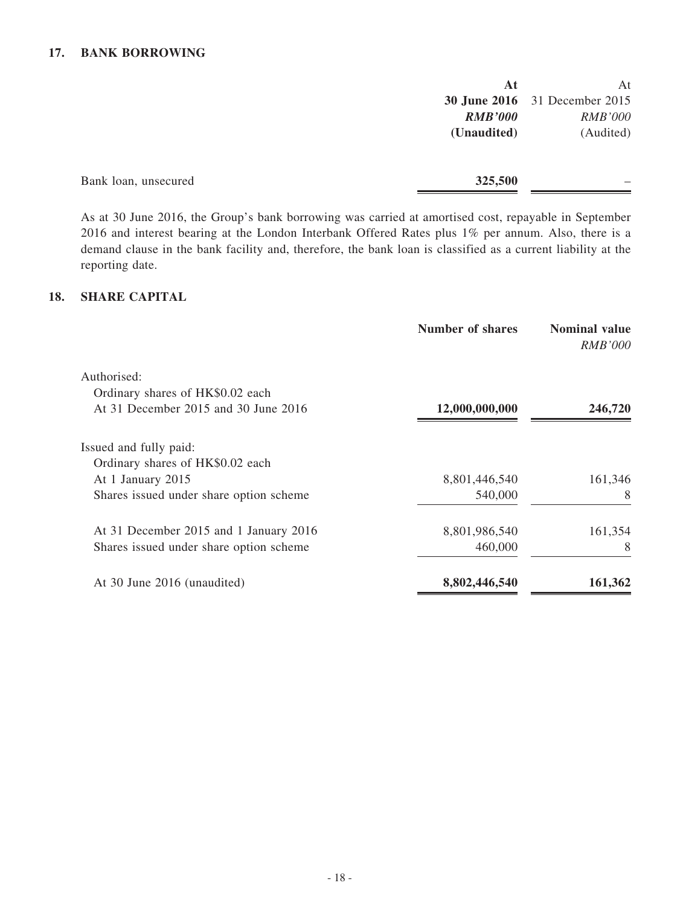## 17. BANK BORROWING

| | At **30 June 2016** ***RMB'000*** **(Unaudited)** | At 31 December 2015 *RMB'000* (Audited) |
|---|---|---|
| Bank loan, unsecured | **325,500** | – |

As at 30 June 2016, the Group's bank borrowing was carried at amortised cost, repayable in September 2016 and interest bearing at the London Interbank Offered Rates plus 1% per annum. Also, there is a demand clause in the bank facility and, therefore, the bank loan is classified as a current liability at the reporting date.

## 18. SHARE CAPITAL

| | **Number of shares** | **Nominal value** *RMB'000* |
|---|---|---|
| Authorised: | | |
| Ordinary shares of HK$0.02 each | | |
| At 31 December 2015 and 30 June 2016 | **12,000,000,000** | **246,720** |
| Issued and fully paid: | | |
| Ordinary shares of HK$0.02 each | | |
| At 1 January 2015 | 8,801,446,540 | 161,346 |
| Shares issued under share option scheme | 540,000 | 8 |
| At 31 December 2015 and 1 January 2016 | 8,801,986,540 | 161,354 |
| Shares issued under share option scheme | 460,000 | 8 |
| At 30 June 2016 (unaudited) | **8,802,446,540** | **161,362** |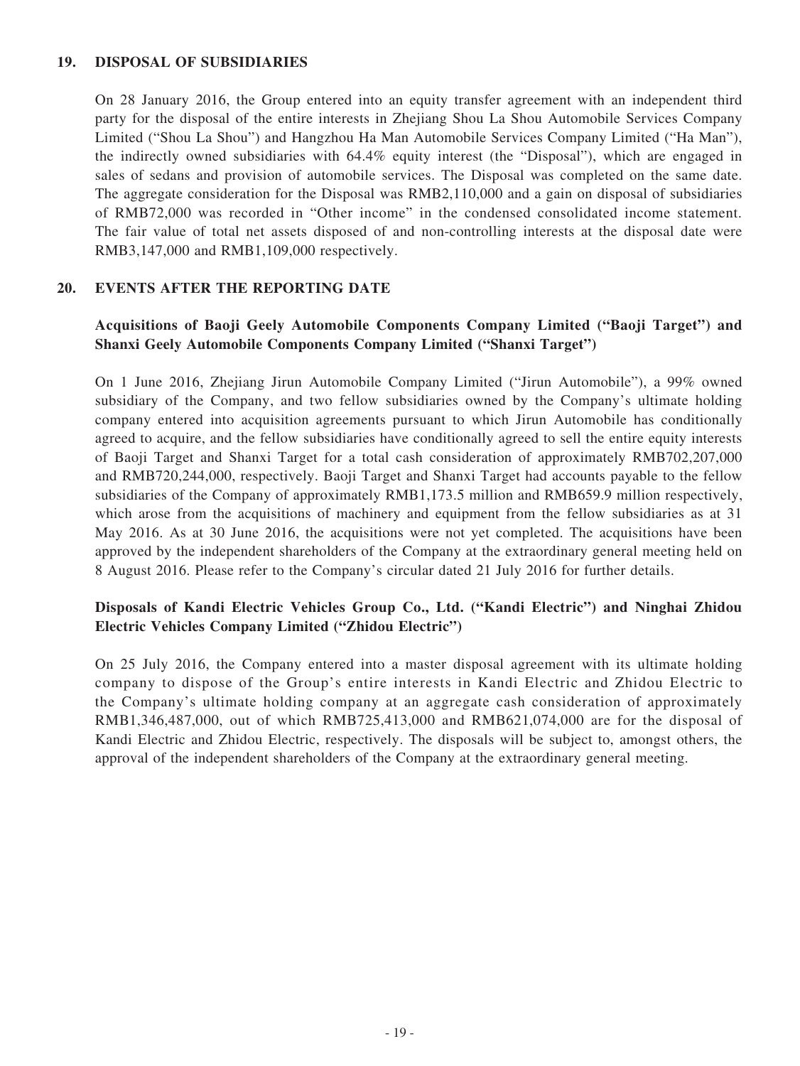## 19. DISPOSAL OF SUBSIDIARIES

On 28 January 2016, the Group entered into an equity transfer agreement with an independent third party for the disposal of the entire interests in Zhejiang Shou La Shou Automobile Services Company Limited ("Shou La Shou") and Hangzhou Ha Man Automobile Services Company Limited ("Ha Man"), the indirectly owned subsidiaries with 64.4% equity interest (the "Disposal"), which are engaged in sales of sedans and provision of automobile services. The Disposal was completed on the same date. The aggregate consideration for the Disposal was RMB2,110,000 and a gain on disposal of subsidiaries of RMB72,000 was recorded in "Other income" in the condensed consolidated income statement. The fair value of total net assets disposed of and non-controlling interests at the disposal date were RMB3,147,000 and RMB1,109,000 respectively.

## 20. EVENTS AFTER THE REPORTING DATE

### Acquisitions of Baoji Geely Automobile Components Company Limited ("Baoji Target") and Shanxi Geely Automobile Components Company Limited ("Shanxi Target")

On 1 June 2016, Zhejiang Jirun Automobile Company Limited ("Jirun Automobile"), a 99% owned subsidiary of the Company, and two fellow subsidiaries owned by the Company's ultimate holding company entered into acquisition agreements pursuant to which Jirun Automobile has conditionally agreed to acquire, and the fellow subsidiaries have conditionally agreed to sell the entire equity interests of Baoji Target and Shanxi Target for a total cash consideration of approximately RMB702,207,000 and RMB720,244,000, respectively. Baoji Target and Shanxi Target had accounts payable to the fellow subsidiaries of the Company of approximately RMB1,173.5 million and RMB659.9 million respectively, which arose from the acquisitions of machinery and equipment from the fellow subsidiaries as at 31 May 2016. As at 30 June 2016, the acquisitions were not yet completed. The acquisitions have been approved by the independent shareholders of the Company at the extraordinary general meeting held on 8 August 2016. Please refer to the Company's circular dated 21 July 2016 for further details.

### Disposals of Kandi Electric Vehicles Group Co., Ltd. ("Kandi Electric") and Ninghai Zhidou Electric Vehicles Company Limited ("Zhidou Electric")

On 25 July 2016, the Company entered into a master disposal agreement with its ultimate holding company to dispose of the Group's entire interests in Kandi Electric and Zhidou Electric to the Company's ultimate holding company at an aggregate cash consideration of approximately RMB1,346,487,000, out of which RMB725,413,000 and RMB621,074,000 are for the disposal of Kandi Electric and Zhidou Electric, respectively. The disposals will be subject to, amongst others, the approval of the independent shareholders of the Company at the extraordinary general meeting.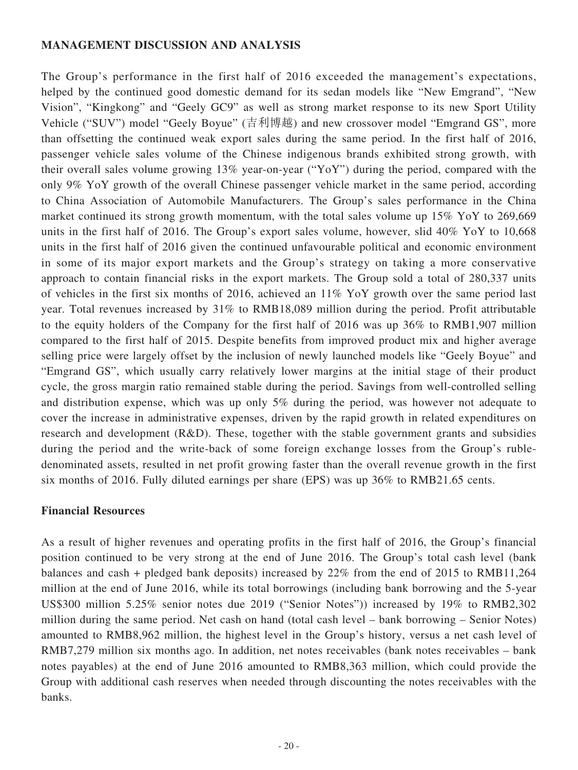## MANAGEMENT DISCUSSION AND ANALYSIS

The Group's performance in the first half of 2016 exceeded the management's expectations, helped by the continued good domestic demand for its sedan models like "New Emgrand", "New Vision", "Kingkong" and "Geely GC9" as well as strong market response to its new Sport Utility Vehicle ("SUV") model "Geely Boyue" (吉利博越) and new crossover model "Emgrand GS", more than offsetting the continued weak export sales during the same period. In the first half of 2016, passenger vehicle sales volume of the Chinese indigenous brands exhibited strong growth, with their overall sales volume growing 13% year-on-year ("YoY") during the period, compared with the only 9% YoY growth of the overall Chinese passenger vehicle market in the same period, according to China Association of Automobile Manufacturers. The Group's sales performance in the China market continued its strong growth momentum, with the total sales volume up 15% YoY to 269,669 units in the first half of 2016. The Group's export sales volume, however, slid 40% YoY to 10,668 units in the first half of 2016 given the continued unfavourable political and economic environment in some of its major export markets and the Group's strategy on taking a more conservative approach to contain financial risks in the export markets. The Group sold a total of 280,337 units of vehicles in the first six months of 2016, achieved an 11% YoY growth over the same period last year. Total revenues increased by 31% to RMB18,089 million during the period. Profit attributable to the equity holders of the Company for the first half of 2016 was up 36% to RMB1,907 million compared to the first half of 2015. Despite benefits from improved product mix and higher average selling price were largely offset by the inclusion of newly launched models like "Geely Boyue" and "Emgrand GS", which usually carry relatively lower margins at the initial stage of their product cycle, the gross margin ratio remained stable during the period. Savings from well-controlled selling and distribution expense, which was up only 5% during the period, was however not adequate to cover the increase in administrative expenses, driven by the rapid growth in related expenditures on research and development (R&D). These, together with the stable government grants and subsidies during the period and the write-back of some foreign exchange losses from the Group's ruble-denominated assets, resulted in net profit growing faster than the overall revenue growth in the first six months of 2016. Fully diluted earnings per share (EPS) was up 36% to RMB21.65 cents.

### Financial Resources

As a result of higher revenues and operating profits in the first half of 2016, the Group's financial position continued to be very strong at the end of June 2016. The Group's total cash level (bank balances and cash + pledged bank deposits) increased by 22% from the end of 2015 to RMB11,264 million at the end of June 2016, while its total borrowings (including bank borrowing and the 5-year US$300 million 5.25% senior notes due 2019 ("Senior Notes")) increased by 19% to RMB2,302 million during the same period. Net cash on hand (total cash level – bank borrowing – Senior Notes) amounted to RMB8,962 million, the highest level in the Group's history, versus a net cash level of RMB7,279 million six months ago. In addition, net notes receivables (bank notes receivables – bank notes payables) at the end of June 2016 amounted to RMB8,363 million, which could provide the Group with additional cash reserves when needed through discounting the notes receivables with the banks.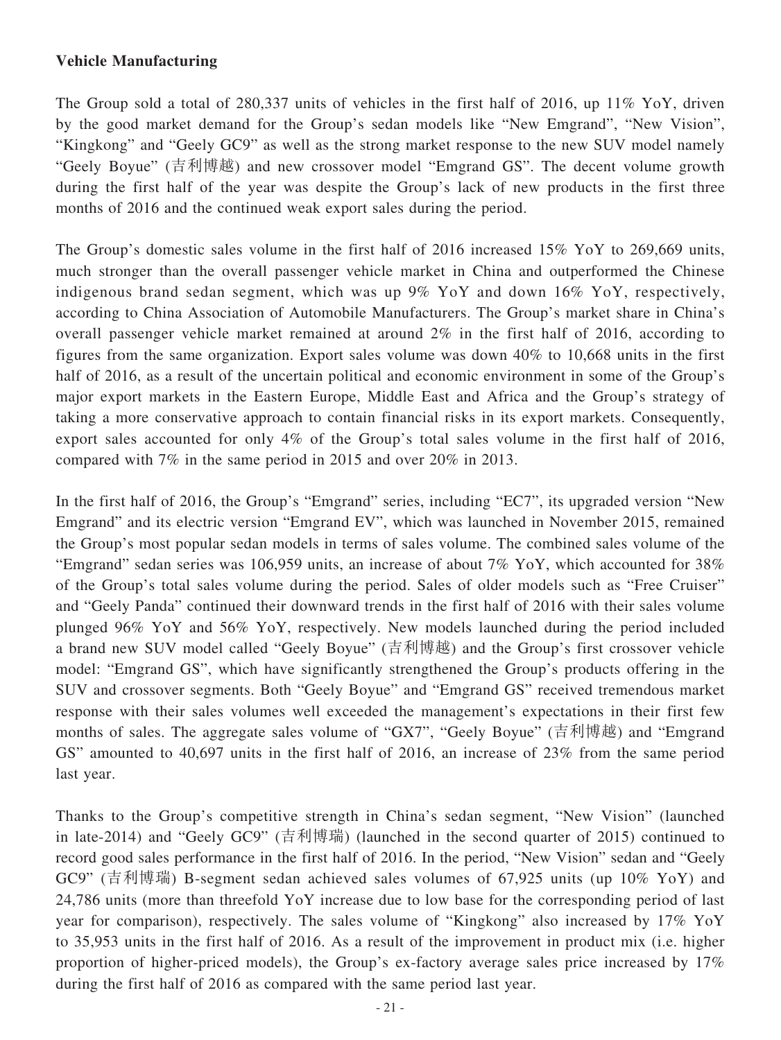**Vehicle Manufacturing**

The Group sold a total of 280,337 units of vehicles in the first half of 2016, up 11% YoY, driven by the good market demand for the Group's sedan models like "New Emgrand", "New Vision", "Kingkong" and "Geely GC9" as well as the strong market response to the new SUV model namely "Geely Boyue" (吉利博越) and new crossover model "Emgrand GS". The decent volume growth during the first half of the year was despite the Group's lack of new products in the first three months of 2016 and the continued weak export sales during the period.

The Group's domestic sales volume in the first half of 2016 increased 15% YoY to 269,669 units, much stronger than the overall passenger vehicle market in China and outperformed the Chinese indigenous brand sedan segment, which was up 9% YoY and down 16% YoY, respectively, according to China Association of Automobile Manufacturers. The Group's market share in China's overall passenger vehicle market remained at around 2% in the first half of 2016, according to figures from the same organization. Export sales volume was down 40% to 10,668 units in the first half of 2016, as a result of the uncertain political and economic environment in some of the Group's major export markets in the Eastern Europe, Middle East and Africa and the Group's strategy of taking a more conservative approach to contain financial risks in its export markets. Consequently, export sales accounted for only 4% of the Group's total sales volume in the first half of 2016, compared with 7% in the same period in 2015 and over 20% in 2013.

In the first half of 2016, the Group's "Emgrand" series, including "EC7", its upgraded version "New Emgrand" and its electric version "Emgrand EV", which was launched in November 2015, remained the Group's most popular sedan models in terms of sales volume. The combined sales volume of the "Emgrand" sedan series was 106,959 units, an increase of about 7% YoY, which accounted for 38% of the Group's total sales volume during the period. Sales of older models such as "Free Cruiser" and "Geely Panda" continued their downward trends in the first half of 2016 with their sales volume plunged 96% YoY and 56% YoY, respectively. New models launched during the period included a brand new SUV model called "Geely Boyue" (吉利博越) and the Group's first crossover vehicle model: "Emgrand GS", which have significantly strengthened the Group's products offering in the SUV and crossover segments. Both "Geely Boyue" and "Emgrand GS" received tremendous market response with their sales volumes well exceeded the management's expectations in their first few months of sales. The aggregate sales volume of "GX7", "Geely Boyue" (吉利博越) and "Emgrand GS" amounted to 40,697 units in the first half of 2016, an increase of 23% from the same period last year.

Thanks to the Group's competitive strength in China's sedan segment, "New Vision" (launched in late-2014) and "Geely GC9" (吉利博瑞) (launched in the second quarter of 2015) continued to record good sales performance in the first half of 2016. In the period, "New Vision" sedan and "Geely GC9" (吉利博瑞) B-segment sedan achieved sales volumes of 67,925 units (up 10% YoY) and 24,786 units (more than threefold YoY increase due to low base for the corresponding period of last year for comparison), respectively. The sales volume of "Kingkong" also increased by 17% YoY to 35,953 units in the first half of 2016. As a result of the improvement in product mix (i.e. higher proportion of higher-priced models), the Group's ex-factory average sales price increased by 17% during the first half of 2016 as compared with the same period last year.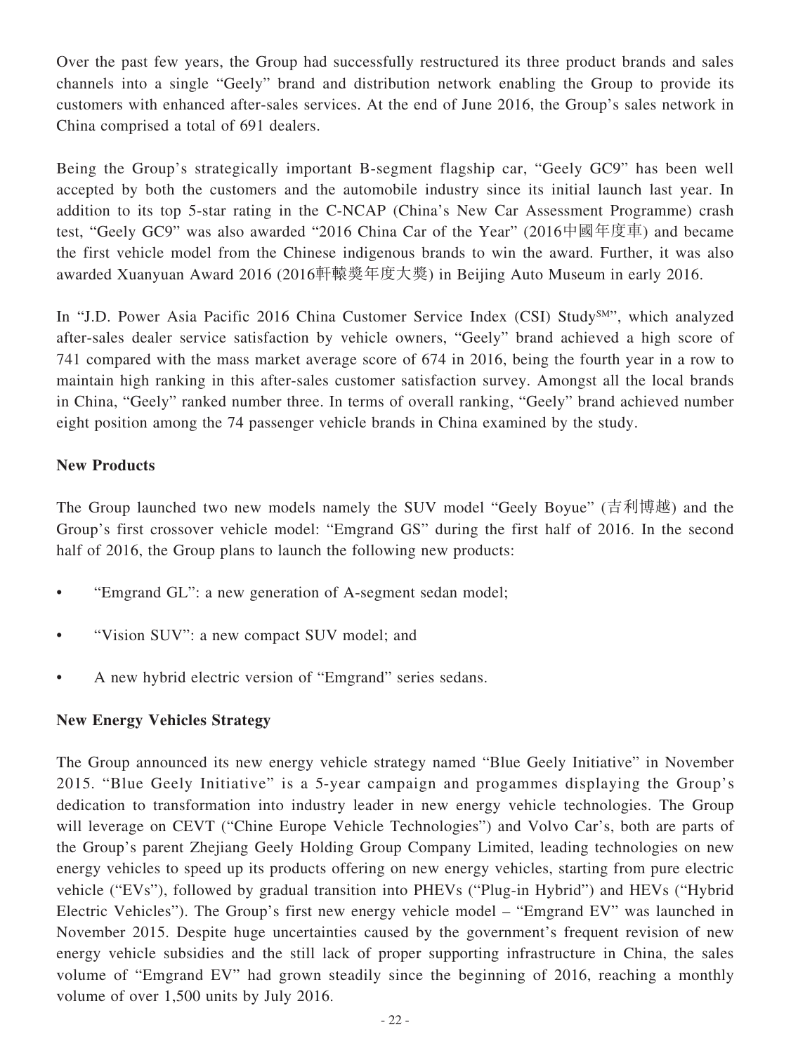Over the past few years, the Group had successfully restructured its three product brands and sales channels into a single "Geely" brand and distribution network enabling the Group to provide its customers with enhanced after-sales services. At the end of June 2016, the Group's sales network in China comprised a total of 691 dealers.

Being the Group's strategically important B-segment flagship car, "Geely GC9" has been well accepted by both the customers and the automobile industry since its initial launch last year. In addition to its top 5-star rating in the C-NCAP (China's New Car Assessment Programme) crash test, "Geely GC9" was also awarded "2016 China Car of the Year" (2016中國年度車) and became the first vehicle model from the Chinese indigenous brands to win the award. Further, it was also awarded Xuanyuan Award 2016 (2016軒轅獎年度大獎) in Beijing Auto Museum in early 2016.

In "J.D. Power Asia Pacific 2016 China Customer Service Index (CSI) Study[SM]", which analyzed after-sales dealer service satisfaction by vehicle owners, "Geely" brand achieved a high score of 741 compared with the mass market average score of 674 in 2016, being the fourth year in a row to maintain high ranking in this after-sales customer satisfaction survey. Amongst all the local brands in China, "Geely" ranked number three. In terms of overall ranking, "Geely" brand achieved number eight position among the 74 passenger vehicle brands in China examined by the study.

**New Products**

The Group launched two new models namely the SUV model "Geely Boyue" (吉利博越) and the Group's first crossover vehicle model: "Emgrand GS" during the first half of 2016. In the second half of 2016, the Group plans to launch the following new products:

- "Emgrand GL": a new generation of A-segment sedan model;
- "Vision SUV": a new compact SUV model; and
- A new hybrid electric version of "Emgrand" series sedans.

**New Energy Vehicles Strategy**

The Group announced its new energy vehicle strategy named "Blue Geely Initiative" in November 2015. "Blue Geely Initiative" is a 5-year campaign and progammes displaying the Group's dedication to transformation into industry leader in new energy vehicle technologies. The Group will leverage on CEVT ("Chine Europe Vehicle Technologies") and Volvo Car's, both are parts of the Group's parent Zhejiang Geely Holding Group Company Limited, leading technologies on new energy vehicles to speed up its products offering on new energy vehicles, starting from pure electric vehicle ("EVs"), followed by gradual transition into PHEVs ("Plug-in Hybrid") and HEVs ("Hybrid Electric Vehicles"). The Group's first new energy vehicle model – "Emgrand EV" was launched in November 2015. Despite huge uncertainties caused by the government's frequent revision of new energy vehicle subsidies and the still lack of proper supporting infrastructure in China, the sales volume of "Emgrand EV" had grown steadily since the beginning of 2016, reaching a monthly volume of over 1,500 units by July 2016.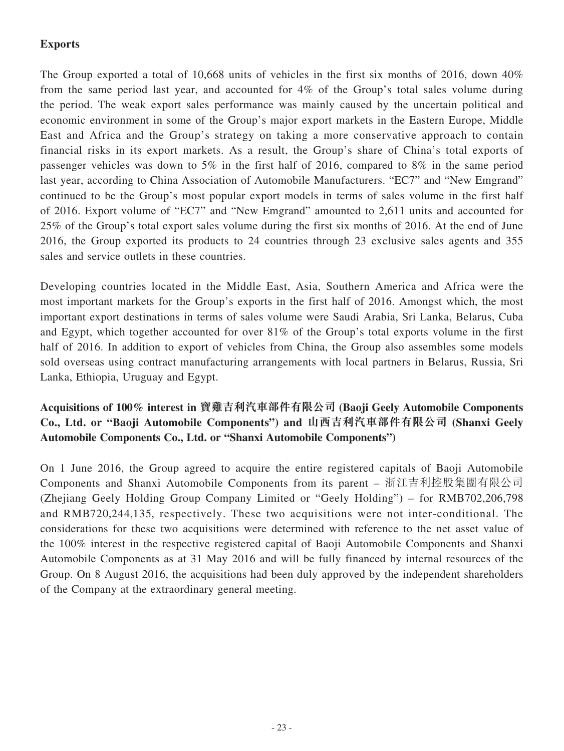**Exports**

The Group exported a total of 10,668 units of vehicles in the first six months of 2016, down 40% from the same period last year, and accounted for 4% of the Group's total sales volume during the period. The weak export sales performance was mainly caused by the uncertain political and economic environment in some of the Group's major export markets in the Eastern Europe, Middle East and Africa and the Group's strategy on taking a more conservative approach to contain financial risks in its export markets. As a result, the Group's share of China's total exports of passenger vehicles was down to 5% in the first half of 2016, compared to 8% in the same period last year, according to China Association of Automobile Manufacturers. "EC7" and "New Emgrand" continued to be the Group's most popular export models in terms of sales volume in the first half of 2016. Export volume of "EC7" and "New Emgrand" amounted to 2,611 units and accounted for 25% of the Group's total export sales volume during the first six months of 2016. At the end of June 2016, the Group exported its products to 24 countries through 23 exclusive sales agents and 355 sales and service outlets in these countries.

Developing countries located in the Middle East, Asia, Southern America and Africa were the most important markets for the Group's exports in the first half of 2016. Amongst which, the most important export destinations in terms of sales volume were Saudi Arabia, Sri Lanka, Belarus, Cuba and Egypt, which together accounted for over 81% of the Group's total exports volume in the first half of 2016. In addition to export of vehicles from China, the Group also assembles some models sold overseas using contract manufacturing arrangements with local partners in Belarus, Russia, Sri Lanka, Ethiopia, Uruguay and Egypt.

**Acquisitions of 100% interest in 寶雞吉利汽車部件有限公司 (Baoji Geely Automobile Components Co., Ltd. or "Baoji Automobile Components") and 山西吉利汽車部件有限公司 (Shanxi Geely Automobile Components Co., Ltd. or "Shanxi Automobile Components")**

On 1 June 2016, the Group agreed to acquire the entire registered capitals of Baoji Automobile Components and Shanxi Automobile Components from its parent – 浙江吉利控股集團有限公司 (Zhejiang Geely Holding Group Company Limited or "Geely Holding") – for RMB702,206,798 and RMB720,244,135, respectively. These two acquisitions were not inter-conditional. The considerations for these two acquisitions were determined with reference to the net asset value of the 100% interest in the respective registered capital of Baoji Automobile Components and Shanxi Automobile Components as at 31 May 2016 and will be fully financed by internal resources of the Group. On 8 August 2016, the acquisitions had been duly approved by the independent shareholders of the Company at the extraordinary general meeting.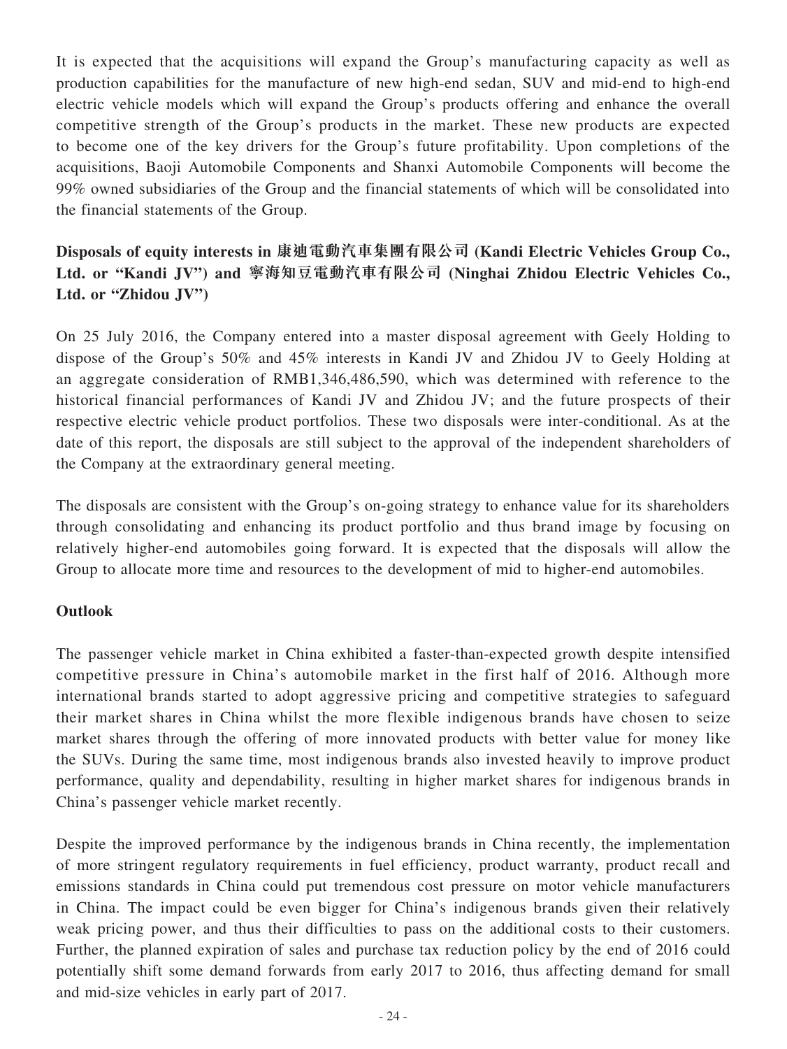It is expected that the acquisitions will expand the Group's manufacturing capacity as well as production capabilities for the manufacture of new high-end sedan, SUV and mid-end to high-end electric vehicle models which will expand the Group's products offering and enhance the overall competitive strength of the Group's products in the market. These new products are expected to become one of the key drivers for the Group's future profitability. Upon completions of the acquisitions, Baoji Automobile Components and Shanxi Automobile Components will become the 99% owned subsidiaries of the Group and the financial statements of which will be consolidated into the financial statements of the Group.

**Disposals of equity interests in 康迪電動汽車集團有限公司 (Kandi Electric Vehicles Group Co., Ltd. or "Kandi JV") and 寧海知豆電動汽車有限公司 (Ninghai Zhidou Electric Vehicles Co., Ltd. or "Zhidou JV")**

On 25 July 2016, the Company entered into a master disposal agreement with Geely Holding to dispose of the Group's 50% and 45% interests in Kandi JV and Zhidou JV to Geely Holding at an aggregate consideration of RMB1,346,486,590, which was determined with reference to the historical financial performances of Kandi JV and Zhidou JV; and the future prospects of their respective electric vehicle product portfolios. These two disposals were inter-conditional. As at the date of this report, the disposals are still subject to the approval of the independent shareholders of the Company at the extraordinary general meeting.

The disposals are consistent with the Group's on-going strategy to enhance value for its shareholders through consolidating and enhancing its product portfolio and thus brand image by focusing on relatively higher-end automobiles going forward. It is expected that the disposals will allow the Group to allocate more time and resources to the development of mid to higher-end automobiles.

**Outlook**

The passenger vehicle market in China exhibited a faster-than-expected growth despite intensified competitive pressure in China's automobile market in the first half of 2016. Although more international brands started to adopt aggressive pricing and competitive strategies to safeguard their market shares in China whilst the more flexible indigenous brands have chosen to seize market shares through the offering of more innovated products with better value for money like the SUVs. During the same time, most indigenous brands also invested heavily to improve product performance, quality and dependability, resulting in higher market shares for indigenous brands in China's passenger vehicle market recently.

Despite the improved performance by the indigenous brands in China recently, the implementation of more stringent regulatory requirements in fuel efficiency, product warranty, product recall and emissions standards in China could put tremendous cost pressure on motor vehicle manufacturers in China. The impact could be even bigger for China's indigenous brands given their relatively weak pricing power, and thus their difficulties to pass on the additional costs to their customers. Further, the planned expiration of sales and purchase tax reduction policy by the end of 2016 could potentially shift some demand forwards from early 2017 to 2016, thus affecting demand for small and mid-size vehicles in early part of 2017.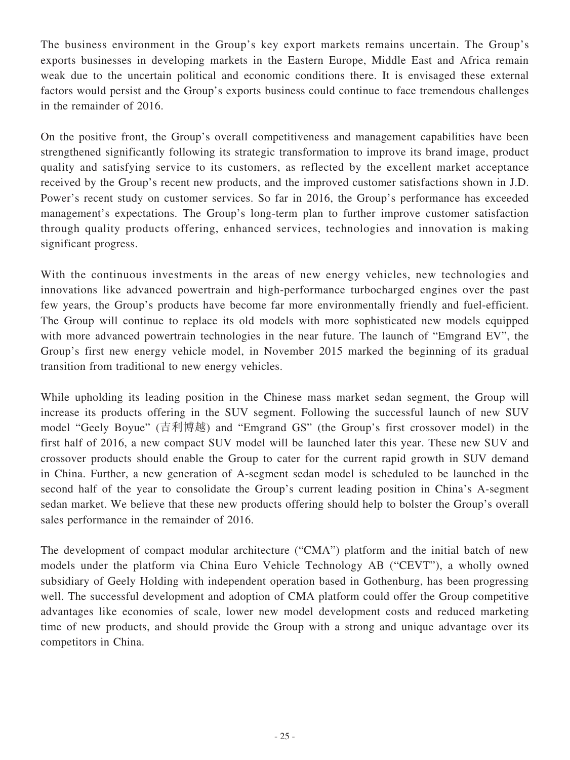The business environment in the Group's key export markets remains uncertain. The Group's exports businesses in developing markets in the Eastern Europe, Middle East and Africa remain weak due to the uncertain political and economic conditions there. It is envisaged these external factors would persist and the Group's exports business could continue to face tremendous challenges in the remainder of 2016.

On the positive front, the Group's overall competitiveness and management capabilities have been strengthened significantly following its strategic transformation to improve its brand image, product quality and satisfying service to its customers, as reflected by the excellent market acceptance received by the Group's recent new products, and the improved customer satisfactions shown in J.D. Power's recent study on customer services. So far in 2016, the Group's performance has exceeded management's expectations. The Group's long-term plan to further improve customer satisfaction through quality products offering, enhanced services, technologies and innovation is making significant progress.

With the continuous investments in the areas of new energy vehicles, new technologies and innovations like advanced powertrain and high-performance turbocharged engines over the past few years, the Group's products have become far more environmentally friendly and fuel-efficient. The Group will continue to replace its old models with more sophisticated new models equipped with more advanced powertrain technologies in the near future. The launch of "Emgrand EV", the Group's first new energy vehicle model, in November 2015 marked the beginning of its gradual transition from traditional to new energy vehicles.

While upholding its leading position in the Chinese mass market sedan segment, the Group will increase its products offering in the SUV segment. Following the successful launch of new SUV model "Geely Boyue" (吉利博越) and "Emgrand GS" (the Group's first crossover model) in the first half of 2016, a new compact SUV model will be launched later this year. These new SUV and crossover products should enable the Group to cater for the current rapid growth in SUV demand in China. Further, a new generation of A-segment sedan model is scheduled to be launched in the second half of the year to consolidate the Group's current leading position in China's A-segment sedan market. We believe that these new products offering should help to bolster the Group's overall sales performance in the remainder of 2016.

The development of compact modular architecture ("CMA") platform and the initial batch of new models under the platform via China Euro Vehicle Technology AB ("CEVT"), a wholly owned subsidiary of Geely Holding with independent operation based in Gothenburg, has been progressing well. The successful development and adoption of CMA platform could offer the Group competitive advantages like economies of scale, lower new model development costs and reduced marketing time of new products, and should provide the Group with a strong and unique advantage over its competitors in China.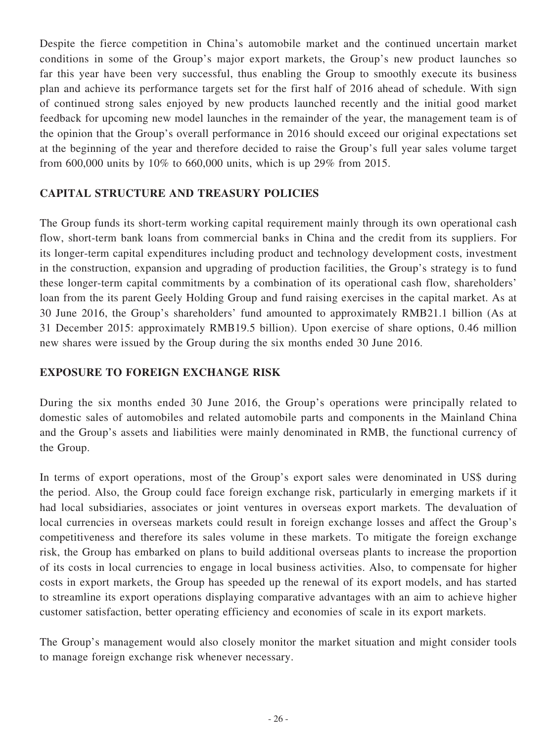Despite the fierce competition in China's automobile market and the continued uncertain market conditions in some of the Group's major export markets, the Group's new product launches so far this year have been very successful, thus enabling the Group to smoothly execute its business plan and achieve its performance targets set for the first half of 2016 ahead of schedule. With sign of continued strong sales enjoyed by new products launched recently and the initial good market feedback for upcoming new model launches in the remainder of the year, the management team is of the opinion that the Group's overall performance in 2016 should exceed our original expectations set at the beginning of the year and therefore decided to raise the Group's full year sales volume target from 600,000 units by 10% to 660,000 units, which is up 29% from 2015.

## CAPITAL STRUCTURE AND TREASURY POLICIES

The Group funds its short-term working capital requirement mainly through its own operational cash flow, short-term bank loans from commercial banks in China and the credit from its suppliers. For its longer-term capital expenditures including product and technology development costs, investment in the construction, expansion and upgrading of production facilities, the Group's strategy is to fund these longer-term capital commitments by a combination of its operational cash flow, shareholders' loan from the its parent Geely Holding Group and fund raising exercises in the capital market. As at 30 June 2016, the Group's shareholders' fund amounted to approximately RMB21.1 billion (As at 31 December 2015: approximately RMB19.5 billion). Upon exercise of share options, 0.46 million new shares were issued by the Group during the six months ended 30 June 2016.

## EXPOSURE TO FOREIGN EXCHANGE RISK

During the six months ended 30 June 2016, the Group's operations were principally related to domestic sales of automobiles and related automobile parts and components in the Mainland China and the Group's assets and liabilities were mainly denominated in RMB, the functional currency of the Group.

In terms of export operations, most of the Group's export sales were denominated in US$ during the period. Also, the Group could face foreign exchange risk, particularly in emerging markets if it had local subsidiaries, associates or joint ventures in overseas export markets. The devaluation of local currencies in overseas markets could result in foreign exchange losses and affect the Group's competitiveness and therefore its sales volume in these markets. To mitigate the foreign exchange risk, the Group has embarked on plans to build additional overseas plants to increase the proportion of its costs in local currencies to engage in local business activities. Also, to compensate for higher costs in export markets, the Group has speeded up the renewal of its export models, and has started to streamline its export operations displaying comparative advantages with an aim to achieve higher customer satisfaction, better operating efficiency and economies of scale in its export markets.

The Group's management would also closely monitor the market situation and might consider tools to manage foreign exchange risk whenever necessary.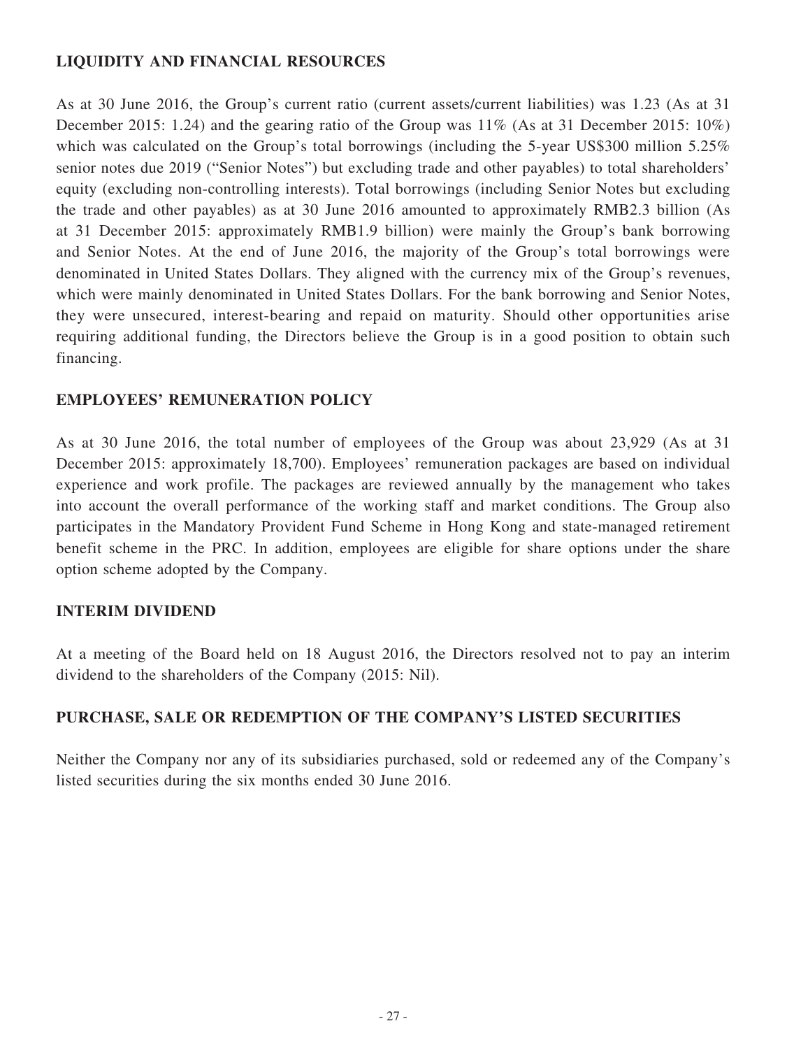## LIQUIDITY AND FINANCIAL RESOURCES

As at 30 June 2016, the Group's current ratio (current assets/current liabilities) was 1.23 (As at 31 December 2015: 1.24) and the gearing ratio of the Group was 11% (As at 31 December 2015: 10%) which was calculated on the Group's total borrowings (including the 5-year US$300 million 5.25% senior notes due 2019 ("Senior Notes") but excluding trade and other payables) to total shareholders' equity (excluding non-controlling interests). Total borrowings (including Senior Notes but excluding the trade and other payables) as at 30 June 2016 amounted to approximately RMB2.3 billion (As at 31 December 2015: approximately RMB1.9 billion) were mainly the Group's bank borrowing and Senior Notes. At the end of June 2016, the majority of the Group's total borrowings were denominated in United States Dollars. They aligned with the currency mix of the Group's revenues, which were mainly denominated in United States Dollars. For the bank borrowing and Senior Notes, they were unsecured, interest-bearing and repaid on maturity. Should other opportunities arise requiring additional funding, the Directors believe the Group is in a good position to obtain such financing.

## EMPLOYEES' REMUNERATION POLICY

As at 30 June 2016, the total number of employees of the Group was about 23,929 (As at 31 December 2015: approximately 18,700). Employees' remuneration packages are based on individual experience and work profile. The packages are reviewed annually by the management who takes into account the overall performance of the working staff and market conditions. The Group also participates in the Mandatory Provident Fund Scheme in Hong Kong and state-managed retirement benefit scheme in the PRC. In addition, employees are eligible for share options under the share option scheme adopted by the Company.

## INTERIM DIVIDEND

At a meeting of the Board held on 18 August 2016, the Directors resolved not to pay an interim dividend to the shareholders of the Company (2015: Nil).

## PURCHASE, SALE OR REDEMPTION OF THE COMPANY'S LISTED SECURITIES

Neither the Company nor any of its subsidiaries purchased, sold or redeemed any of the Company's listed securities during the six months ended 30 June 2016.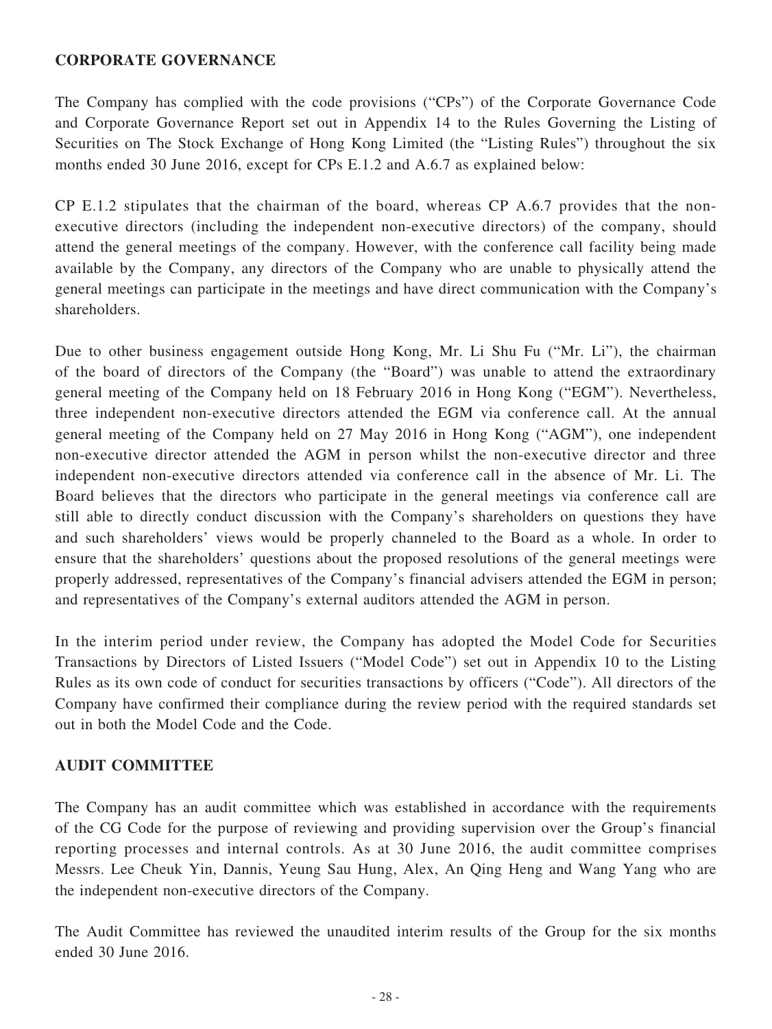## CORPORATE GOVERNANCE

The Company has complied with the code provisions ("CPs") of the Corporate Governance Code and Corporate Governance Report set out in Appendix 14 to the Rules Governing the Listing of Securities on The Stock Exchange of Hong Kong Limited (the "Listing Rules") throughout the six months ended 30 June 2016, except for CPs E.1.2 and A.6.7 as explained below:

CP E.1.2 stipulates that the chairman of the board, whereas CP A.6.7 provides that the non-executive directors (including the independent non-executive directors) of the company, should attend the general meetings of the company. However, with the conference call facility being made available by the Company, any directors of the Company who are unable to physically attend the general meetings can participate in the meetings and have direct communication with the Company's shareholders.

Due to other business engagement outside Hong Kong, Mr. Li Shu Fu ("Mr. Li"), the chairman of the board of directors of the Company (the "Board") was unable to attend the extraordinary general meeting of the Company held on 18 February 2016 in Hong Kong ("EGM"). Nevertheless, three independent non-executive directors attended the EGM via conference call. At the annual general meeting of the Company held on 27 May 2016 in Hong Kong ("AGM"), one independent non-executive director attended the AGM in person whilst the non-executive director and three independent non-executive directors attended via conference call in the absence of Mr. Li. The Board believes that the directors who participate in the general meetings via conference call are still able to directly conduct discussion with the Company's shareholders on questions they have and such shareholders' views would be properly channeled to the Board as a whole. In order to ensure that the shareholders' questions about the proposed resolutions of the general meetings were properly addressed, representatives of the Company's financial advisers attended the EGM in person; and representatives of the Company's external auditors attended the AGM in person.

In the interim period under review, the Company has adopted the Model Code for Securities Transactions by Directors of Listed Issuers ("Model Code") set out in Appendix 10 to the Listing Rules as its own code of conduct for securities transactions by officers ("Code"). All directors of the Company have confirmed their compliance during the review period with the required standards set out in both the Model Code and the Code.

## AUDIT COMMITTEE

The Company has an audit committee which was established in accordance with the requirements of the CG Code for the purpose of reviewing and providing supervision over the Group's financial reporting processes and internal controls. As at 30 June 2016, the audit committee comprises Messrs. Lee Cheuk Yin, Dannis, Yeung Sau Hung, Alex, An Qing Heng and Wang Yang who are the independent non-executive directors of the Company.

The Audit Committee has reviewed the unaudited interim results of the Group for the six months ended 30 June 2016.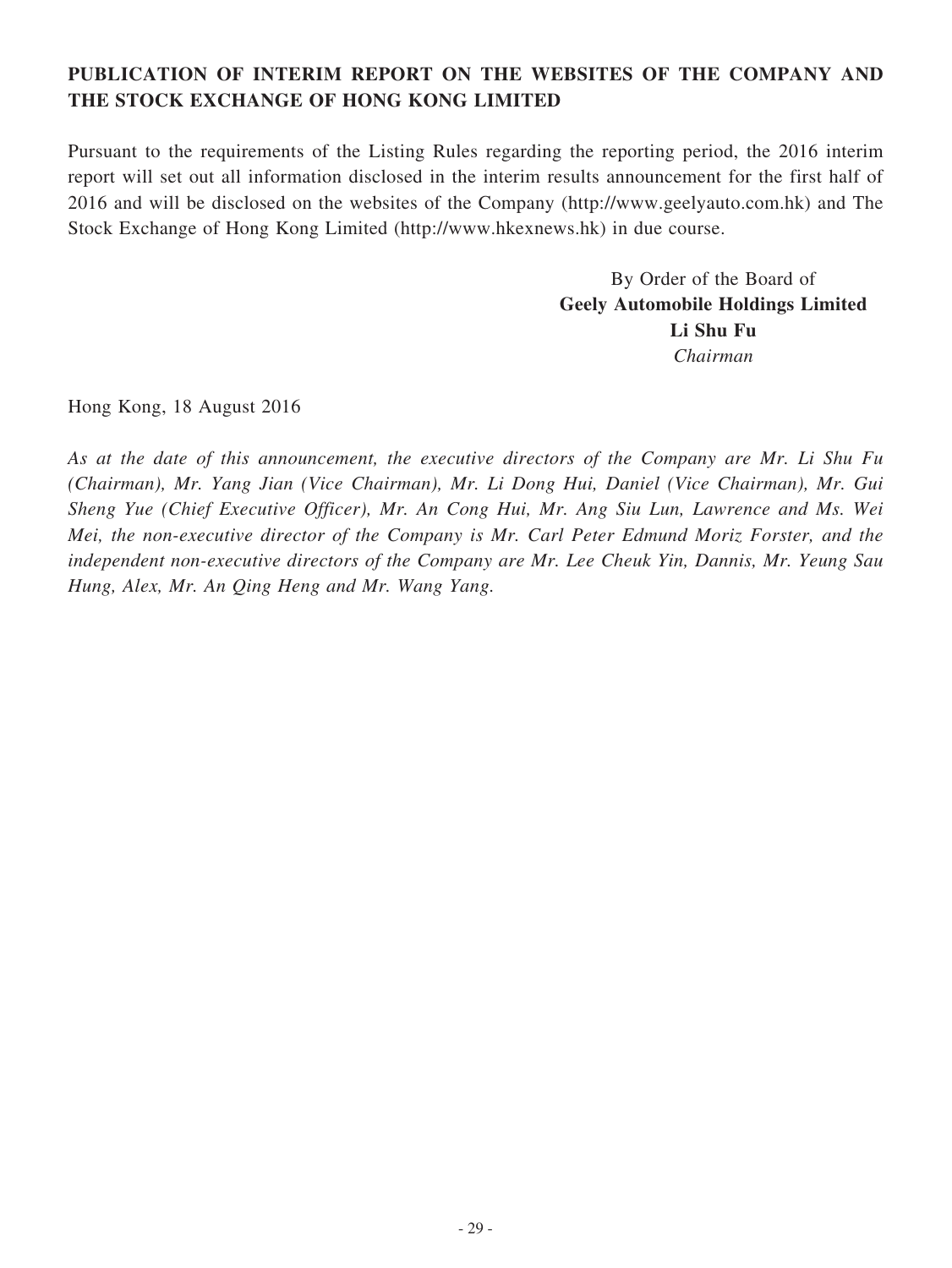## PUBLICATION OF INTERIM REPORT ON THE WEBSITES OF THE COMPANY AND THE STOCK EXCHANGE OF HONG KONG LIMITED

Pursuant to the requirements of the Listing Rules regarding the reporting period, the 2016 interim report will set out all information disclosed in the interim results announcement for the first half of 2016 and will be disclosed on the websites of the Company (http://www.geelyauto.com.hk) and The Stock Exchange of Hong Kong Limited (http://www.hkexnews.hk) in due course.

By Order of the Board of
**Geely Automobile Holdings Limited**
**Li Shu Fu**
*Chairman*

Hong Kong, 18 August 2016

*As at the date of this announcement, the executive directors of the Company are Mr. Li Shu Fu (Chairman), Mr. Yang Jian (Vice Chairman), Mr. Li Dong Hui, Daniel (Vice Chairman), Mr. Gui Sheng Yue (Chief Executive Officer), Mr. An Cong Hui, Mr. Ang Siu Lun, Lawrence and Ms. Wei Mei, the non-executive director of the Company is Mr. Carl Peter Edmund Moriz Forster, and the independent non-executive directors of the Company are Mr. Lee Cheuk Yin, Dannis, Mr. Yeung Sau Hung, Alex, Mr. An Qing Heng and Mr. Wang Yang.*